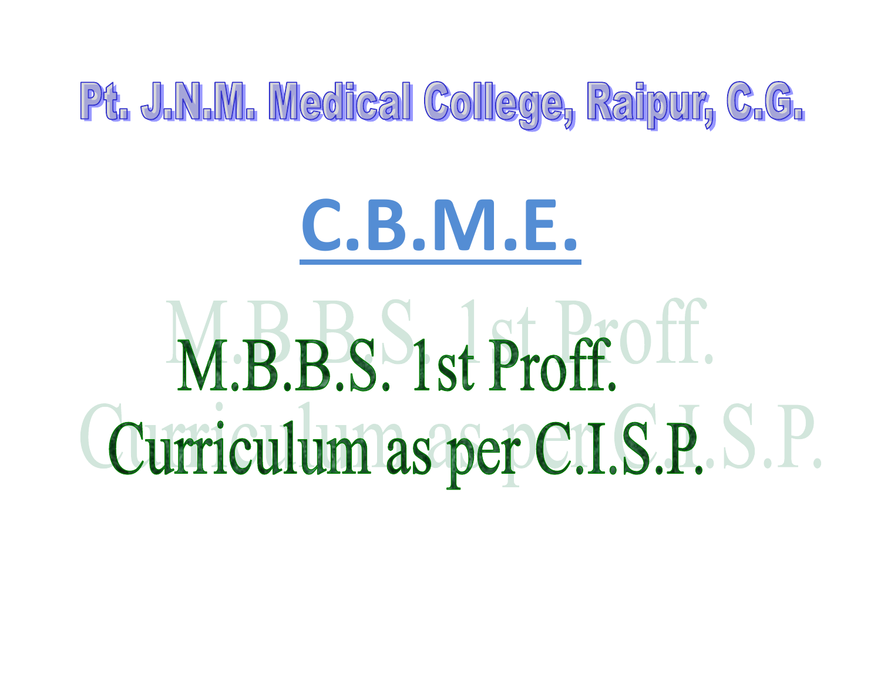# Pt. J.N.M. Medical College, Raipur, C.G.

# C.B.M.E.

## M.B.B.S. 1st Proff.

## Curriculum as per C.I.S.P.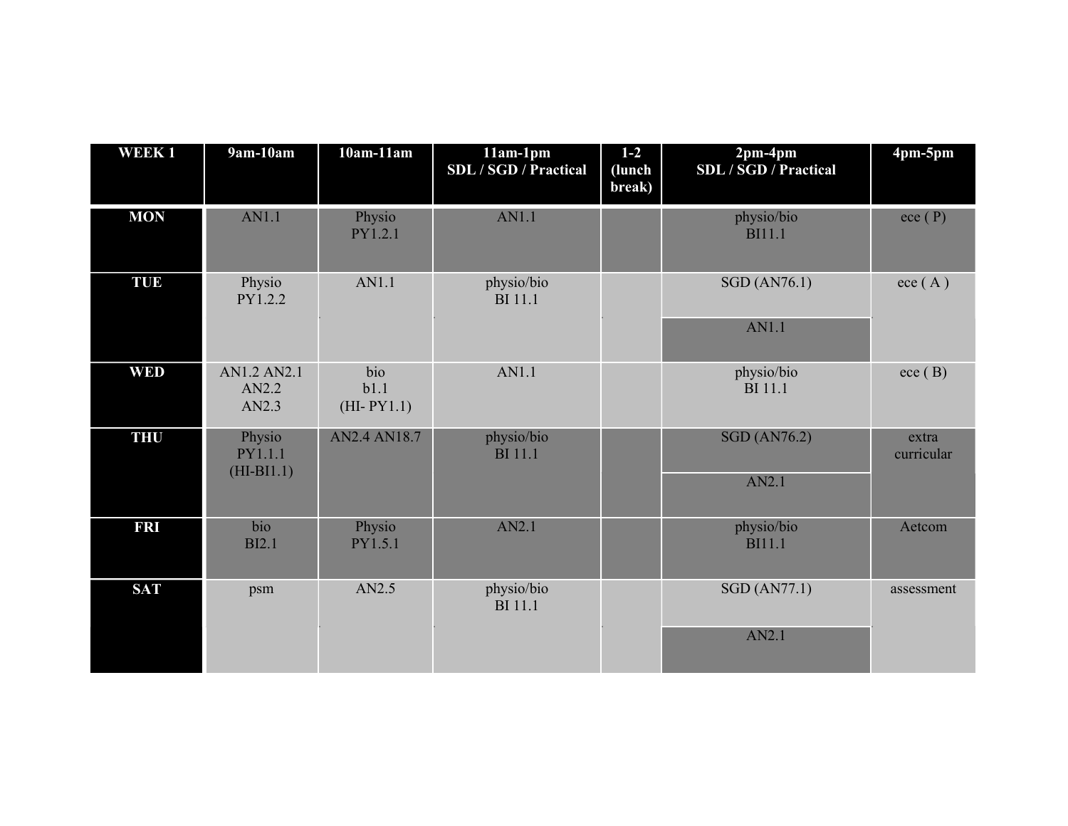| WEEK 1 | 9am-10am | 10am-11am | 11am-1pm SDL / SGD / Practical | 1-2 (lunch break) | 2pm-4pm SDL / SGD / Practical | 4pm-5pm |
|---|---|---|---|---|---|---|
| MON | AN1.1 | Physio PY1.2.1 | AN1.1 | | physio/bio BI11.1 | ece ( P) |
| TUE | Physio PY1.2.2 | AN1.1 | physio/bio BI 11.1 | | SGD (AN76.1) / AN1.1 | ece ( A ) |
| WED | AN1.2 AN2.1 AN2.2 AN2.3 | bio b1.1 (HI- PY1.1) | AN1.1 | | physio/bio BI 11.1 | ece ( B) |
| THU | Physio PY1.1.1 (HI-BI1.1) | AN2.4 AN18.7 | physio/bio BI 11.1 | | SGD (AN76.2) / AN2.1 | extra curricular |
| FRI | bio BI2.1 | Physio PY1.5.1 | AN2.1 | | physio/bio BI11.1 | Aetcom |
| SAT | psm | AN2.5 | physio/bio BI 11.1 | | SGD (AN77.1) / AN2.1 | assessment |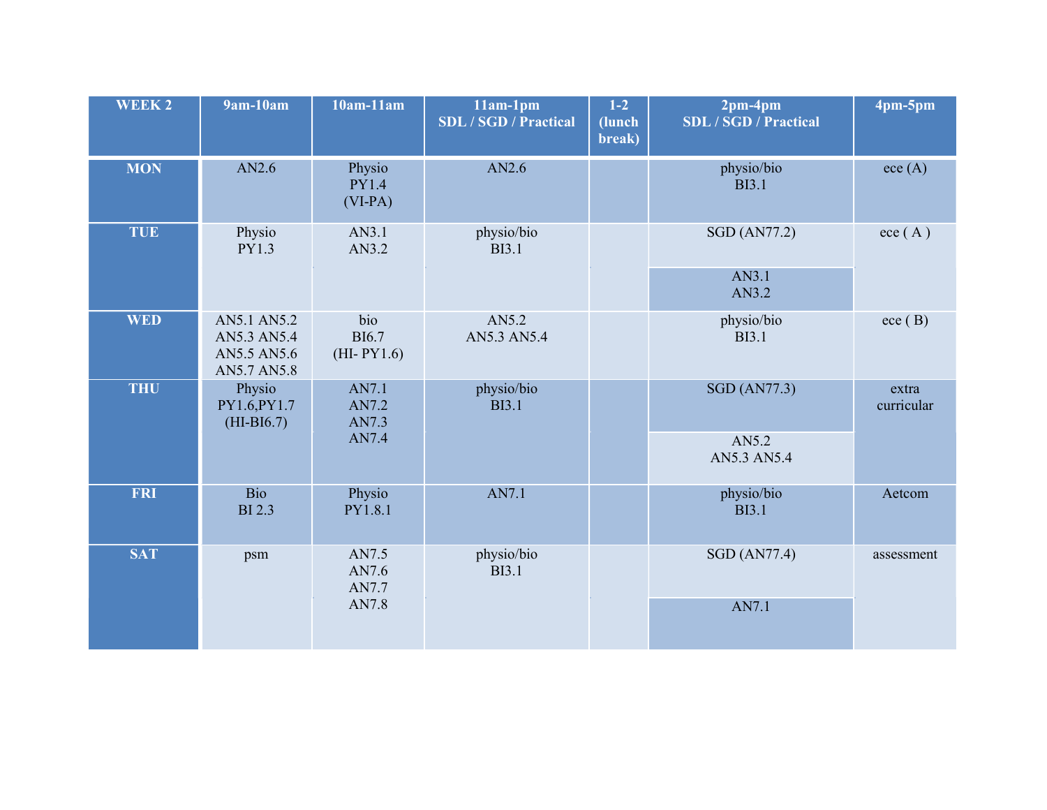| WEEK 2 | 9am-10am | 10am-11am | 11am-1pm SDL / SGD / Practical | 1-2 (lunch break) | 2pm-4pm SDL / SGD / Practical | 4pm-5pm |
|---|---|---|---|---|---|---|
| MON | AN2.6 | Physio PY1.4 (VI-PA) | AN2.6 | | physio/bio BI3.1 | ece (A) |
| TUE | Physio PY1.3 | AN3.1 AN3.2 | physio/bio BI3.1 | | SGD (AN77.2) / AN3.1 AN3.2 | ece ( A ) |
| WED | AN5.1 AN5.2 AN5.3 AN5.4 AN5.5 AN5.6 AN5.7 AN5.8 | bio BI6.7 (HI- PY1.6) | AN5.2 AN5.3 AN5.4 | | physio/bio BI3.1 | ece ( B) |
| THU | Physio PY1.6,PY1.7 (HI-BI6.7) | AN7.1 AN7.2 AN7.3 AN7.4 | physio/bio BI3.1 | | SGD (AN77.3) / AN5.2 AN5.3 AN5.4 | extra curricular |
| FRI | Bio BI 2.3 | Physio PY1.8.1 | AN7.1 | | physio/bio BI3.1 | Aetcom |
| SAT | psm | AN7.5 AN7.6 AN7.7 AN7.8 | physio/bio BI3.1 | | SGD (AN77.4) / AN7.1 | assessment |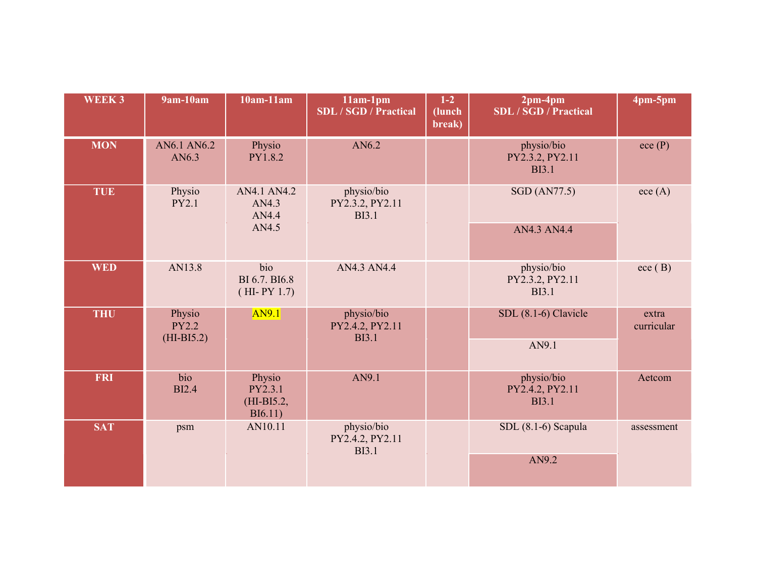| WEEK 3 | 9am-10am | 10am-11am | 11am-1pm SDL / SGD / Practical | 1-2 (lunch break) | 2pm-4pm SDL / SGD / Practical | 4pm-5pm |
|---|---|---|---|---|---|---|
| MON | AN6.1 AN6.2 AN6.3 | Physio PY1.8.2 | AN6.2 | | physio/bio PY2.3.2, PY2.11 BI3.1 | ece (P) |
| TUE | Physio PY2.1 | AN4.1 AN4.2 AN4.3 AN4.4 AN4.5 | physio/bio PY2.3.2, PY2.11 BI3.1 | | SGD (AN77.5) / AN4.3 AN4.4 | ece (A) |
| WED | AN13.8 | bio BI 6.7. BI6.8 ( HI- PY 1.7) | AN4.3 AN4.4 | | physio/bio PY2.3.2, PY2.11 BI3.1 | ece ( B) |
| THU | Physio PY2.2 (HI-BI5.2) | AN9.1 | physio/bio PY2.4.2, PY2.11 BI3.1 | | SDL (8.1-6) Clavicle / AN9.1 | extra curricular |
| FRI | bio BI2.4 | Physio PY2.3.1 (HI-BI5.2, BI6.11) | AN9.1 | | physio/bio PY2.4.2, PY2.11 BI3.1 | Aetcom |
| SAT | psm | AN10.11 | physio/bio PY2.4.2, PY2.11 BI3.1 | | SDL (8.1-6) Scapula / AN9.2 | assessment |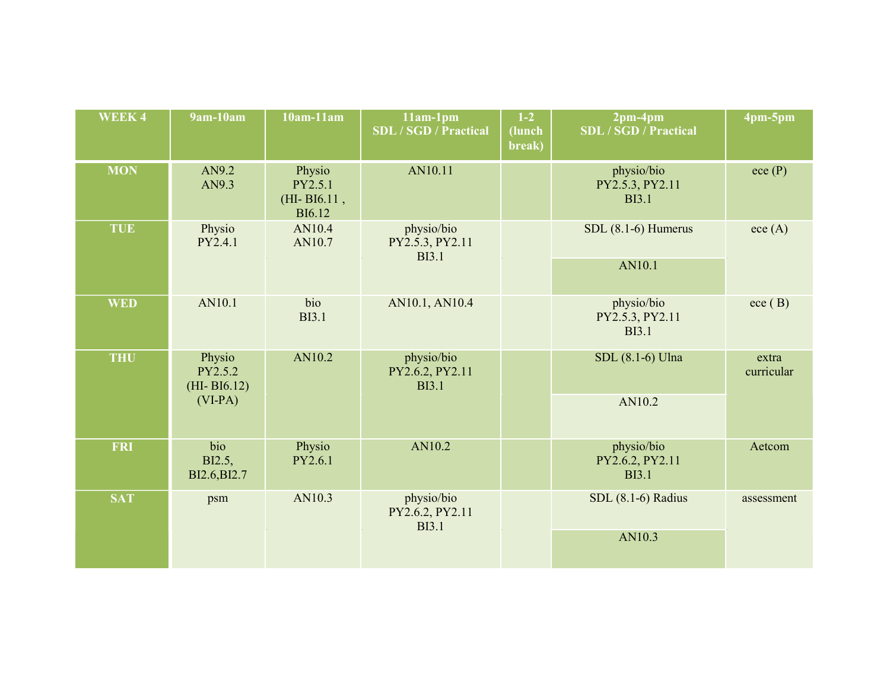| WEEK 4 | 9am-10am | 10am-11am | 11am-1pm SDL / SGD / Practical | 1-2 (lunch break) | 2pm-4pm SDL / SGD / Practical | 4pm-5pm |
|---|---|---|---|---|---|---|
| MON | AN9.2 AN9.3 | Physio PY2.5.1 (HI- BI6.11 , BI6.12 | AN10.11 | | physio/bio PY2.5.3, PY2.11 BI3.1 | ece (P) |
| TUE | Physio PY2.4.1 | AN10.4 AN10.7 | physio/bio PY2.5.3, PY2.11 BI3.1 | | SDL (8.1-6) Humerus<br>AN10.1 | ece (A) |
| WED | AN10.1 | bio BI3.1 | AN10.1, AN10.4 | | physio/bio PY2.5.3, PY2.11 BI3.1 | ece ( B) |
| THU | Physio PY2.5.2 (HI- BI6.12) (VI-PA) | AN10.2 | physio/bio PY2.6.2, PY2.11 BI3.1 | | SDL (8.1-6) Ulna<br>AN10.2 | extra curricular |
| FRI | bio BI2.5, BI2.6,BI2.7 | Physio PY2.6.1 | AN10.2 | | physio/bio PY2.6.2, PY2.11 BI3.1 | Aetcom |
| SAT | psm | AN10.3 | physio/bio PY2.6.2, PY2.11 BI3.1 | | SDL (8.1-6) Radius<br>AN10.3 | assessment |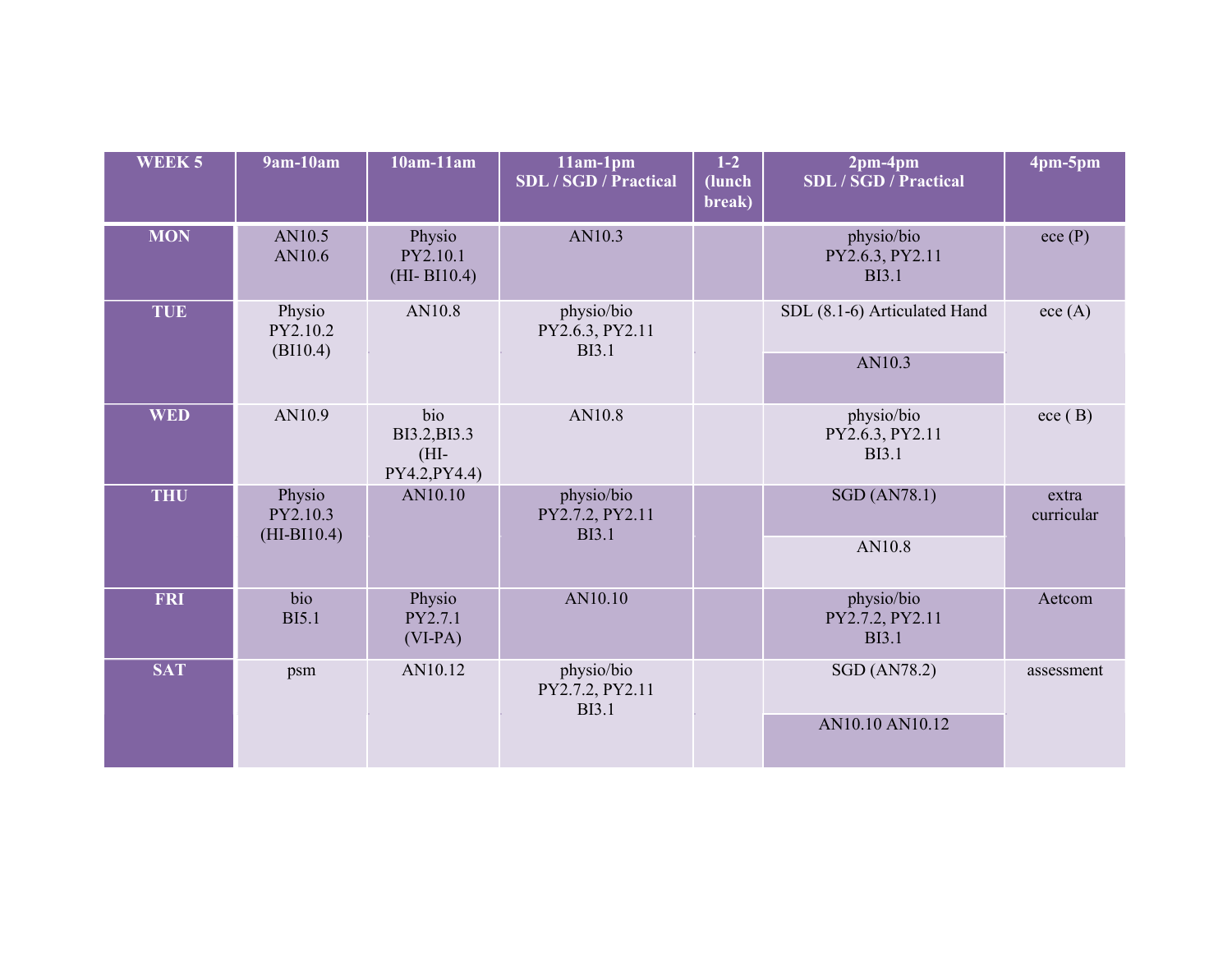| WEEK 5 | 9am-10am | 10am-11am | 11am-1pm SDL / SGD / Practical | 1-2 (lunch break) | 2pm-4pm SDL / SGD / Practical | 4pm-5pm |
|---|---|---|---|---|---|---|
| MON | AN10.5 AN10.6 | Physio PY2.10.1 (HI- BI10.4) | AN10.3 | | physio/bio PY2.6.3, PY2.11 BI3.1 | ece (P) |
| TUE | Physio PY2.10.2 (BI10.4) | AN10.8 | physio/bio PY2.6.3, PY2.11 BI3.1 | | SDL (8.1-6) Articulated Hand<br>AN10.3 | ece (A) |
| WED | AN10.9 | bio BI3.2,BI3.3 (HI- PY4.2,PY4.4) | AN10.8 | | physio/bio PY2.6.3, PY2.11 BI3.1 | ece ( B) |
| THU | Physio PY2.10.3 (HI-BI10.4) | AN10.10 | physio/bio PY2.7.2, PY2.11 BI3.1 | | SGD (AN78.1)<br>AN10.8 | extra curricular |
| FRI | bio BI5.1 | Physio PY2.7.1 (VI-PA) | AN10.10 | | physio/bio PY2.7.2, PY2.11 BI3.1 | Aetcom |
| SAT | psm | AN10.12 | physio/bio PY2.7.2, PY2.11 BI3.1 | | SGD (AN78.2)<br>AN10.10 AN10.12 | assessment |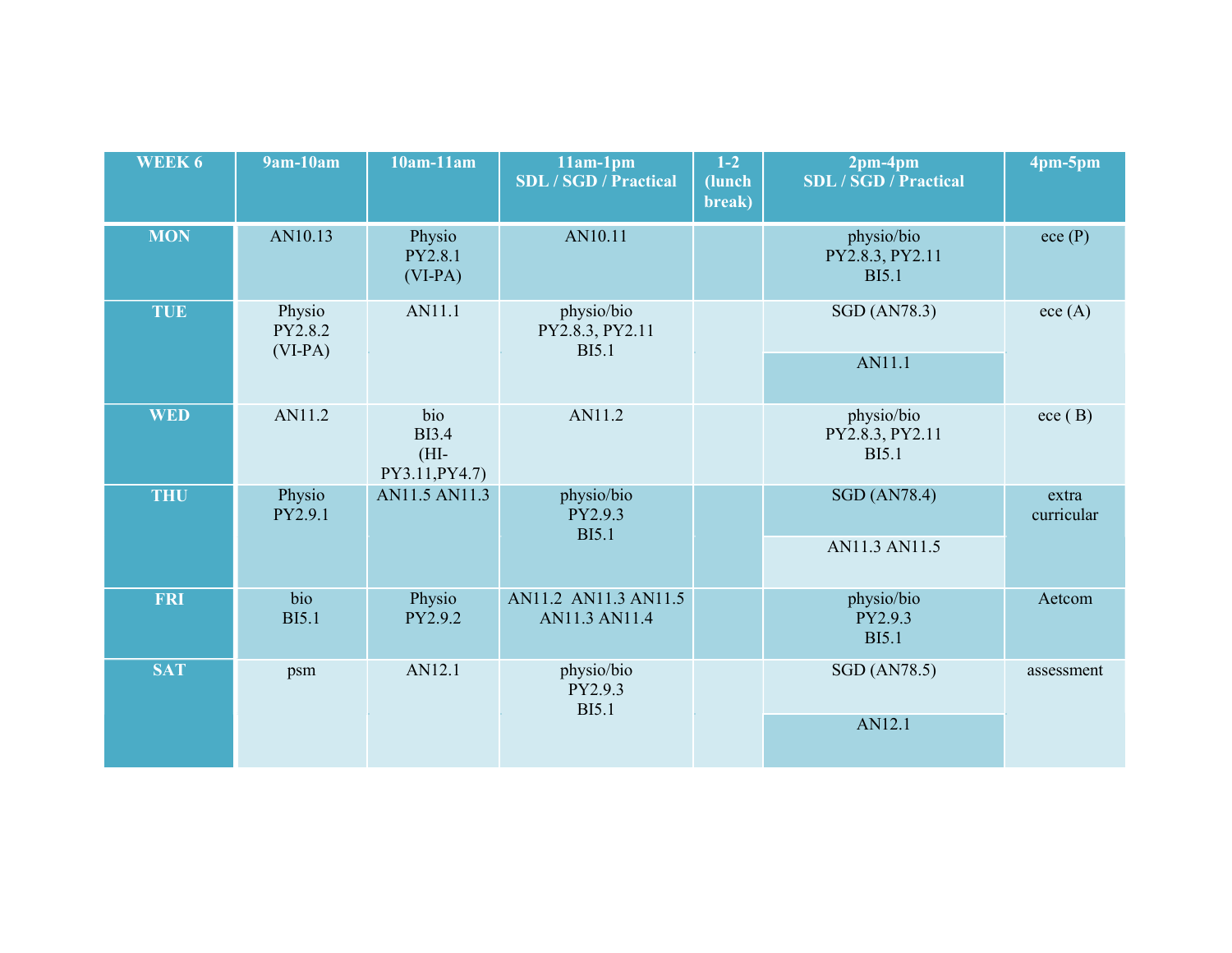| WEEK 6 | 9am-10am | 10am-11am | 11am-1pm SDL / SGD / Practical | 1-2 (lunch break) | 2pm-4pm SDL / SGD / Practical | 4pm-5pm |
|---|---|---|---|---|---|---|
| MON | AN10.13 | Physio PY2.8.1 (VI-PA) | AN10.11 | | physio/bio PY2.8.3, PY2.11 BI5.1 | ece (P) |
| TUE | Physio PY2.8.2 (VI-PA) | AN11.1 | physio/bio PY2.8.3, PY2.11 BI5.1 | | SGD (AN78.3) / AN11.1 | ece (A) |
| WED | AN11.2 | bio BI3.4 (HI-PY3.11,PY4.7) | AN11.2 | | physio/bio PY2.8.3, PY2.11 BI5.1 | ece ( B) |
| THU | Physio PY2.9.1 | AN11.5 AN11.3 | physio/bio PY2.9.3 BI5.1 | | SGD (AN78.4) / AN11.3 AN11.5 | extra curricular |
| FRI | bio BI5.1 | Physio PY2.9.2 | AN11.2 AN11.3 AN11.5 AN11.3 AN11.4 | | physio/bio PY2.9.3 BI5.1 | Aetcom |
| SAT | psm | AN12.1 | physio/bio PY2.9.3 BI5.1 | | SGD (AN78.5) / AN12.1 | assessment |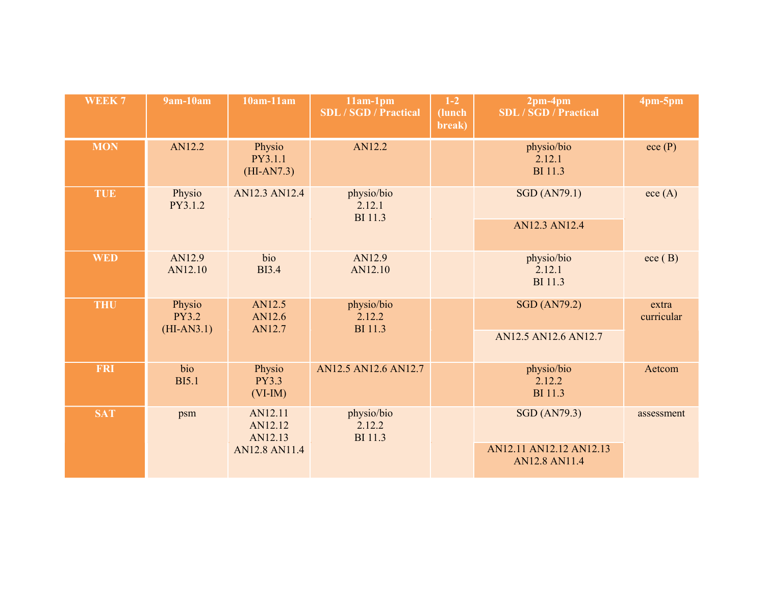| WEEK 7 | 9am-10am | 10am-11am | 11am-1pm SDL / SGD / Practical | 1-2 (lunch break) | 2pm-4pm SDL / SGD / Practical | 4pm-5pm |
|---|---|---|---|---|---|---|
| MON | AN12.2 | Physio PY3.1.1 (HI-AN7.3) | AN12.2 | | physio/bio 2.12.1 BI 11.3 | ece (P) |
| TUE | Physio PY3.1.2 | AN12.3 AN12.4 | physio/bio 2.12.1 BI 11.3 | | SGD (AN79.1) / AN12.3 AN12.4 | ece (A) |
| WED | AN12.9 AN12.10 | bio BI3.4 | AN12.9 AN12.10 | | physio/bio 2.12.1 BI 11.3 | ece ( B) |
| THU | Physio PY3.2 (HI-AN3.1) | AN12.5 AN12.6 AN12.7 | physio/bio 2.12.2 BI 11.3 | | SGD (AN79.2) / AN12.5 AN12.6 AN12.7 | extra curricular |
| FRI | bio BI5.1 | Physio PY3.3 (VI-IM) | AN12.5 AN12.6 AN12.7 | | physio/bio 2.12.2 BI 11.3 | Aetcom |
| SAT | psm | AN12.11 AN12.12 AN12.13 AN12.8 AN11.4 | physio/bio 2.12.2 BI 11.3 | | SGD (AN79.3) / AN12.11 AN12.12 AN12.13 AN12.8 AN11.4 | assessment |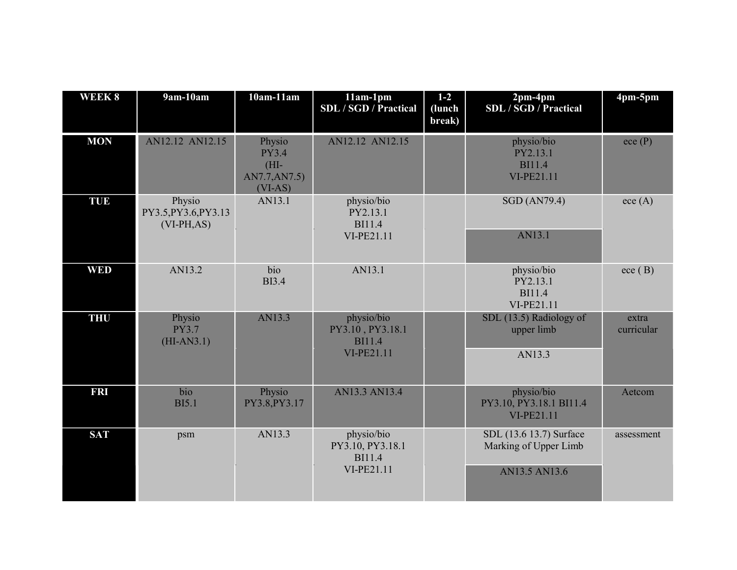| WEEK 8 | 9am-10am | 10am-11am | 11am-1pm SDL / SGD / Practical | 1-2 (lunch break) | 2pm-4pm SDL / SGD / Practical | 4pm-5pm |
|---|---|---|---|---|---|---|
| MON | AN12.12 AN12.15 | Physio PY3.4 (HI-AN7.7,AN7.5) (VI-AS) | AN12.12 AN12.15 | | physio/bio PY2.13.1 BI11.4 VI-PE21.11 | ece (P) |
| TUE | Physio PY3.5,PY3.6,PY3.13 (VI-PH,AS) | AN13.1 | physio/bio PY2.13.1 BI11.4 VI-PE21.11 | | SGD (AN79.4) / AN13.1 | ece (A) |
| WED | AN13.2 | bio BI3.4 | AN13.1 | | physio/bio PY2.13.1 BI11.4 VI-PE21.11 | ece ( B) |
| THU | Physio PY3.7 (HI-AN3.1) | AN13.3 | physio/bio PY3.10 , PY3.18.1 BI11.4 VI-PE21.11 | | SDL (13.5) Radiology of upper limb / AN13.3 | extra curricular |
| FRI | bio BI5.1 | Physio PY3.8,PY3.17 | AN13.3 AN13.4 | | physio/bio PY3.10, PY3.18.1 BI11.4 VI-PE21.11 | Aetcom |
| SAT | psm | AN13.3 | physio/bio PY3.10, PY3.18.1 BI11.4 VI-PE21.11 | | SDL (13.6 13.7) Surface Marking of Upper Limb / AN13.5 AN13.6 | assessment |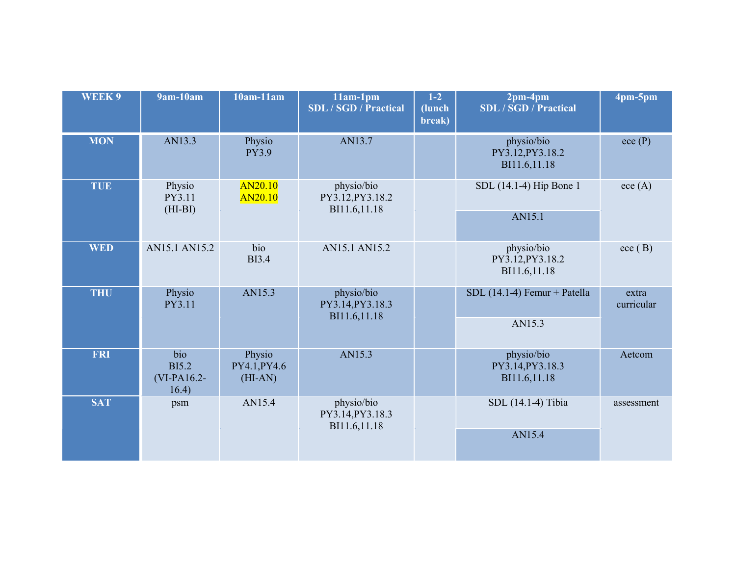| WEEK 9 | 9am-10am | 10am-11am | 11am-1pm SDL / SGD / Practical | 1-2 (lunch break) | 2pm-4pm SDL / SGD / Practical | 4pm-5pm |
|---|---|---|---|---|---|---|
| MON | AN13.3 | Physio PY3.9 | AN13.7 | | physio/bio PY3.12,PY3.18.2 BI11.6,11.18 | ece (P) |
| TUE | Physio PY3.11 (HI-BI) | AN20.10 AN20.10 | physio/bio PY3.12,PY3.18.2 BI11.6,11.18 | | SDL (14.1-4) Hip Bone 1<br>AN15.1 | ece (A) |
| WED | AN15.1 AN15.2 | bio BI3.4 | AN15.1 AN15.2 | | physio/bio PY3.12,PY3.18.2 BI11.6,11.18 | ece ( B) |
| THU | Physio PY3.11 | AN15.3 | physio/bio PY3.14,PY3.18.3 BI11.6,11.18 | | SDL (14.1-4) Femur + Patella<br>AN15.3 | extra curricular |
| FRI | bio BI5.2 (VI-PA16.2-16.4) | Physio PY4.1,PY4.6 (HI-AN) | AN15.3 | | physio/bio PY3.14,PY3.18.3 BI11.6,11.18 | Aetcom |
| SAT | psm | AN15.4 | physio/bio PY3.14,PY3.18.3 BI11.6,11.18 | | SDL (14.1-4) Tibia<br>AN15.4 | assessment |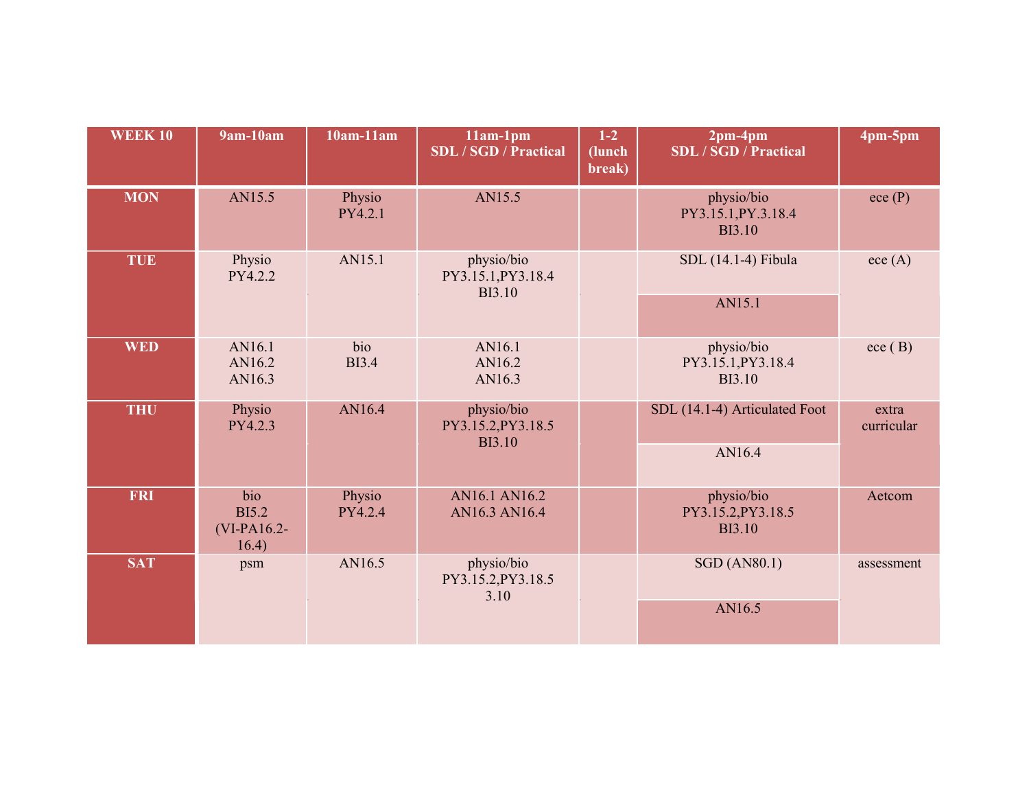| WEEK 10 | 9am-10am | 10am-11am | 11am-1pm SDL / SGD / Practical | 1-2 (lunch break) | 2pm-4pm SDL / SGD / Practical | 4pm-5pm |
|---|---|---|---|---|---|---|
| MON | AN15.5 | Physio PY4.2.1 | AN15.5 | | physio/bio PY3.15.1,PY.3.18.4 BI3.10 | ece (P) |
| TUE | Physio PY4.2.2 | AN15.1 | physio/bio PY3.15.1,PY3.18.4 BI3.10 | | SDL (14.1-4) Fibula<br>AN15.1 | ece (A) |
| WED | AN16.1 AN16.2 AN16.3 | bio BI3.4 | AN16.1 AN16.2 AN16.3 | | physio/bio PY3.15.1,PY3.18.4 BI3.10 | ece ( B) |
| THU | Physio PY4.2.3 | AN16.4 | physio/bio PY3.15.2,PY3.18.5 BI3.10 | | SDL (14.1-4) Articulated Foot<br>AN16.4 | extra curricular |
| FRI | bio BI5.2 (VI-PA16.2-16.4) | Physio PY4.2.4 | AN16.1 AN16.2 AN16.3 AN16.4 | | physio/bio PY3.15.2,PY3.18.5 BI3.10 | Aetcom |
| SAT | psm | AN16.5 | physio/bio PY3.15.2,PY3.18.5 3.10 | | SGD (AN80.1)<br>AN16.5 | assessment |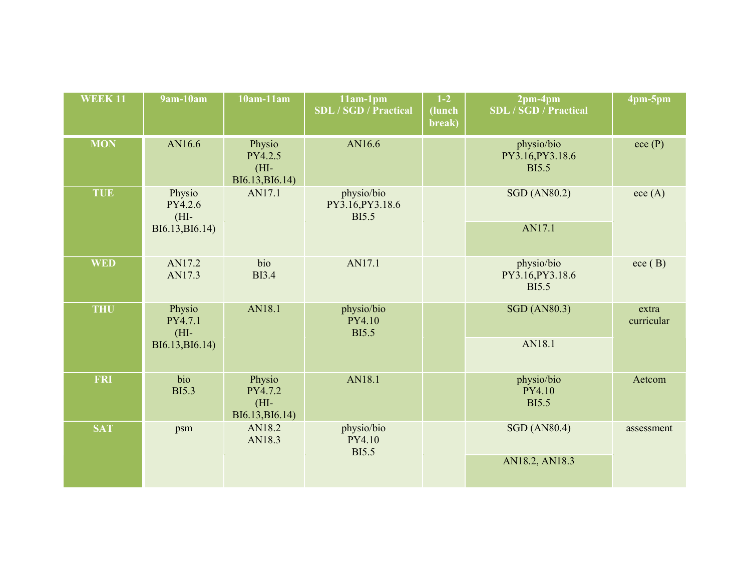| WEEK 11 | 9am-10am | 10am-11am | 11am-1pm SDL / SGD / Practical | 1-2 (lunch break) | 2pm-4pm SDL / SGD / Practical | 4pm-5pm |
|---|---|---|---|---|---|---|
| MON | AN16.6 | Physio PY4.2.5 (HI- BI6.13,BI6.14) | AN16.6 | | physio/bio PY3.16,PY3.18.6 BI5.5 | ece (P) |
| TUE | Physio PY4.2.6 (HI- BI6.13,BI6.14) | AN17.1 | physio/bio PY3.16,PY3.18.6 BI5.5 | | SGD (AN80.2) / AN17.1 | ece (A) |
| WED | AN17.2 AN17.3 | bio BI3.4 | AN17.1 | | physio/bio PY3.16,PY3.18.6 BI5.5 | ece ( B) |
| THU | Physio PY4.7.1 (HI- BI6.13,BI6.14) | AN18.1 | physio/bio PY4.10 BI5.5 | | SGD (AN80.3) / AN18.1 | extra curricular |
| FRI | bio BI5.3 | Physio PY4.7.2 (HI- BI6.13,BI6.14) | AN18.1 | | physio/bio PY4.10 BI5.5 | Aetcom |
| SAT | psm | AN18.2 AN18.3 | physio/bio PY4.10 BI5.5 | | SGD (AN80.4) / AN18.2, AN18.3 | assessment |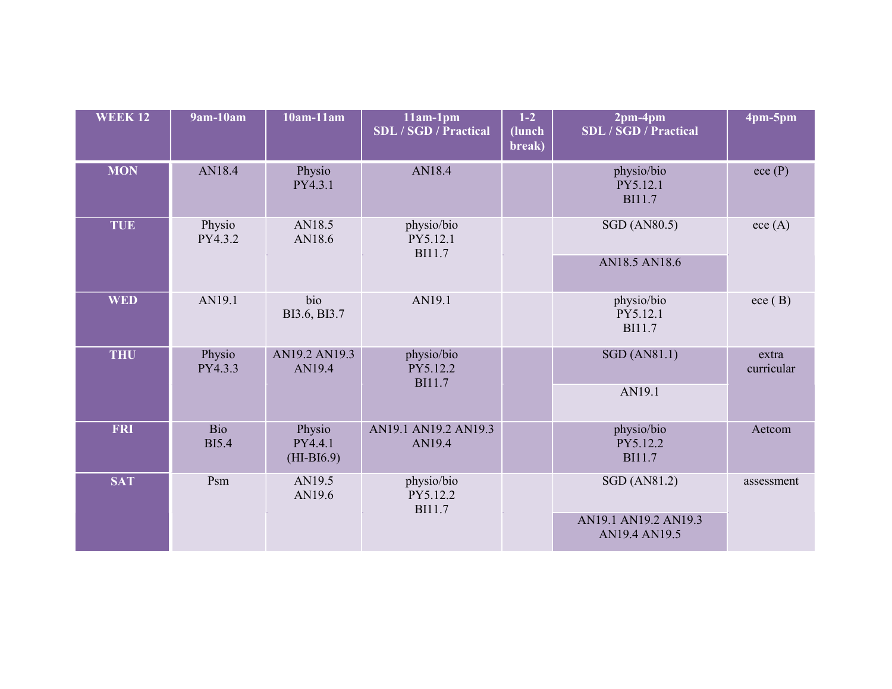| WEEK 12 | 9am-10am | 10am-11am | 11am-1pm SDL / SGD / Practical | 1-2 (lunch break) | 2pm-4pm SDL / SGD / Practical | 4pm-5pm |
|---|---|---|---|---|---|---|
| MON | AN18.4 | Physio PY4.3.1 | AN18.4 | | physio/bio PY5.12.1 BI11.7 | ece (P) |
| TUE | Physio PY4.3.2 | AN18.5 AN18.6 | physio/bio PY5.12.1 BI11.7 | | SGD (AN80.5) / AN18.5 AN18.6 | ece (A) |
| WED | AN19.1 | bio BI3.6, BI3.7 | AN19.1 | | physio/bio PY5.12.1 BI11.7 | ece ( B) |
| THU | Physio PY4.3.3 | AN19.2 AN19.3 AN19.4 | physio/bio PY5.12.2 BI11.7 | | SGD (AN81.1) / AN19.1 | extra curricular |
| FRI | Bio BI5.4 | Physio PY4.4.1 (HI-BI6.9) | AN19.1 AN19.2 AN19.3 AN19.4 | | physio/bio PY5.12.2 BI11.7 | Aetcom |
| SAT | Psm | AN19.5 AN19.6 | physio/bio PY5.12.2 BI11.7 | | SGD (AN81.2) / AN19.1 AN19.2 AN19.3 AN19.4 AN19.5 | assessment |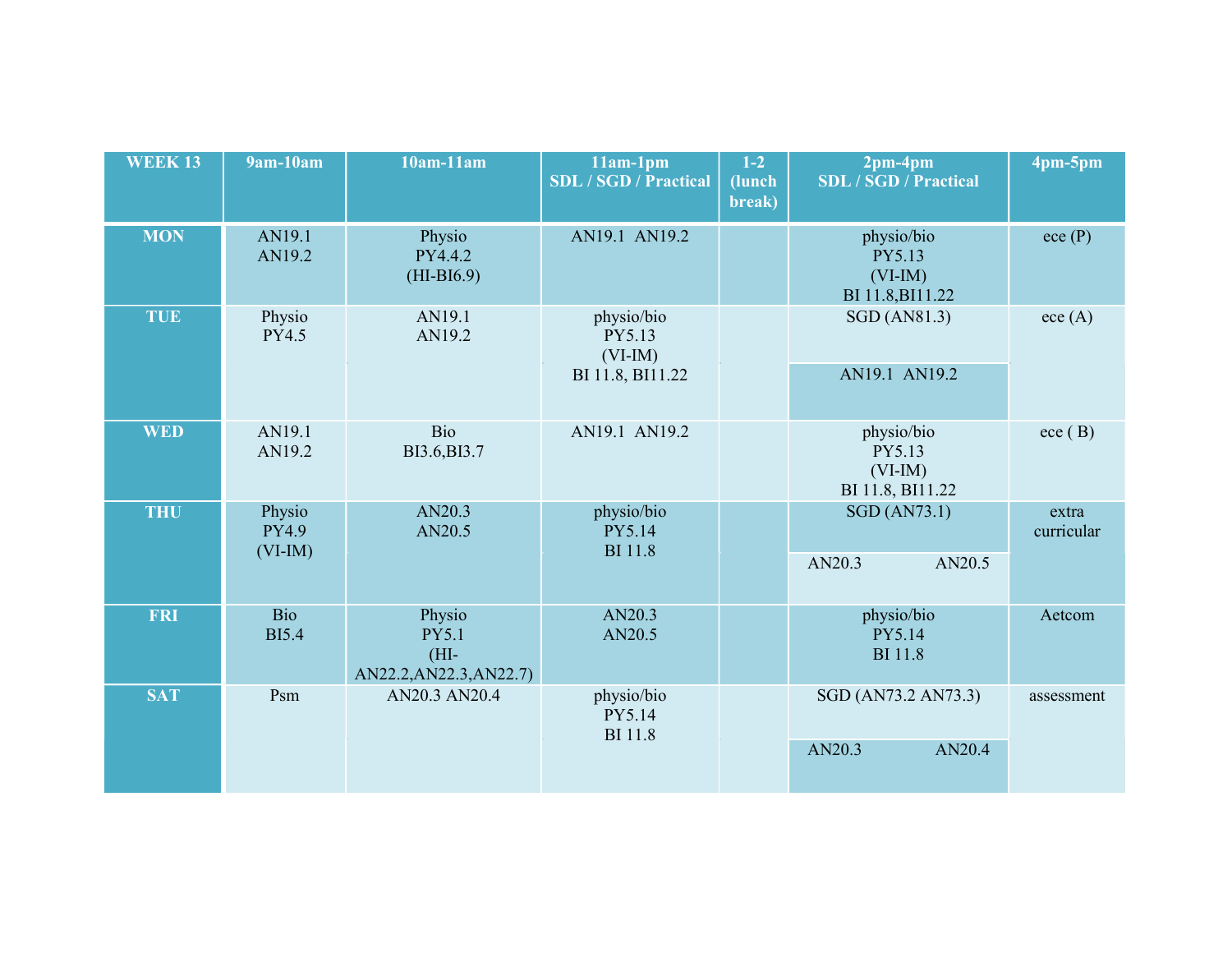| WEEK 13 | 9am-10am | 10am-11am | 11am-1pm SDL / SGD / Practical | 1-2 (lunch break) | 2pm-4pm SDL / SGD / Practical | 4pm-5pm |
|---|---|---|---|---|---|---|
| MON | AN19.1 AN19.2 | Physio PY4.4.2 (HI-BI6.9) | AN19.1 AN19.2 | | physio/bio PY5.13 (VI-IM) BI 11.8,BI11.22 | ece (P) |
| TUE | Physio PY4.5 | AN19.1 AN19.2 | physio/bio PY5.13 (VI-IM) BI 11.8, BI11.22 | | SGD (AN81.3) / AN19.1 AN19.2 | ece (A) |
| WED | AN19.1 AN19.2 | Bio BI3.6,BI3.7 | AN19.1 AN19.2 | | physio/bio PY5.13 (VI-IM) BI 11.8, BI11.22 | ece ( B) |
| THU | Physio PY4.9 (VI-IM) | AN20.3 AN20.5 | physio/bio PY5.14 BI 11.8 | | SGD (AN73.1) / AN20.3 AN20.5 | extra curricular |
| FRI | Bio BI5.4 | Physio PY5.1 (HI-AN22.2,AN22.3,AN22.7) | AN20.3 AN20.5 | | physio/bio PY5.14 BI 11.8 | Aetcom |
| SAT | Psm | AN20.3 AN20.4 | physio/bio PY5.14 BI 11.8 | | SGD (AN73.2 AN73.3) / AN20.3 AN20.4 | assessment |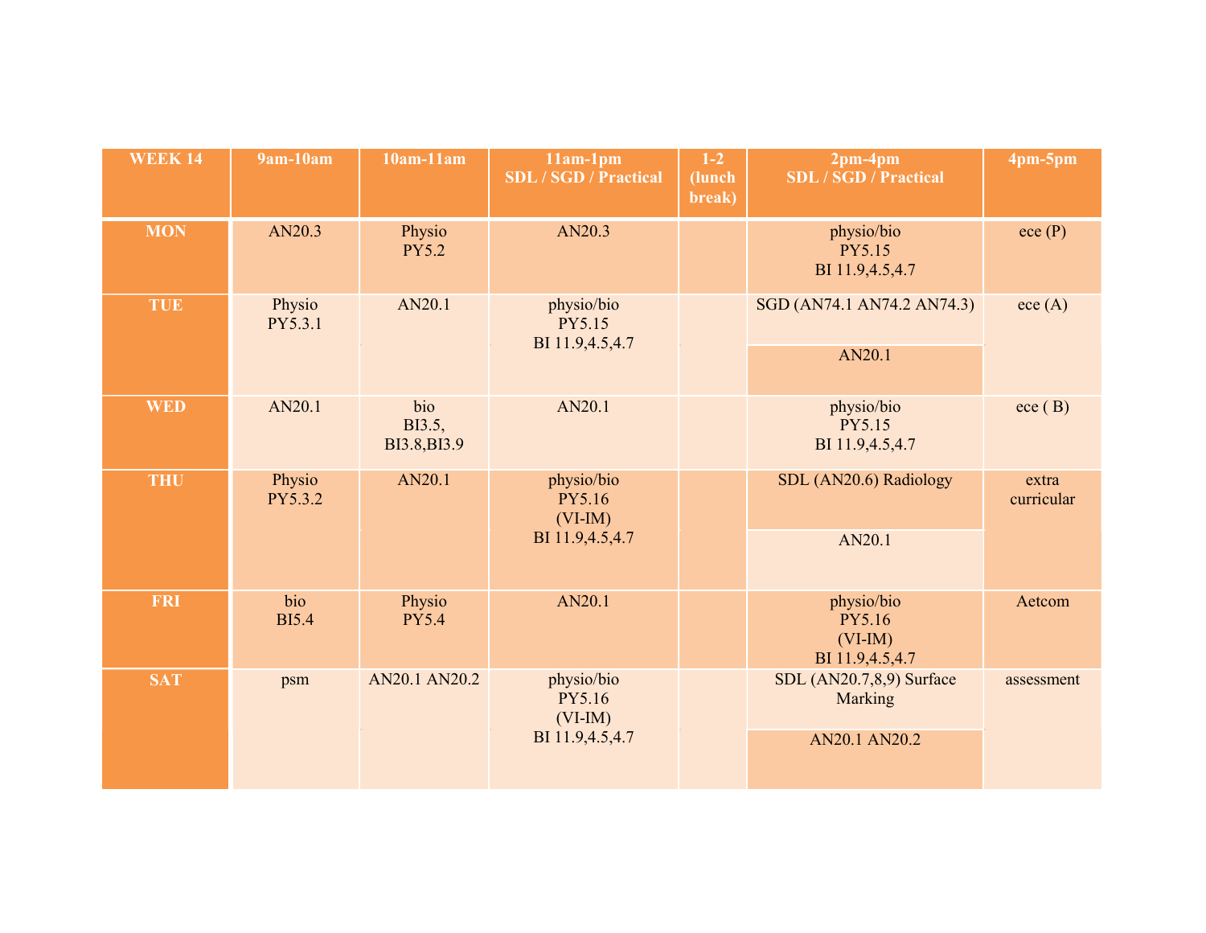| WEEK 14 | 9am-10am | 10am-11am | 11am-1pm SDL / SGD / Practical | 1-2 (lunch break) | 2pm-4pm SDL / SGD / Practical | 4pm-5pm |
|---|---|---|---|---|---|---|
| MON | AN20.3 | Physio PY5.2 | AN20.3 | | physio/bio PY5.15 BI 11.9,4.5,4.7 | ece (P) |
| TUE | Physio PY5.3.1 | AN20.1 | physio/bio PY5.15 BI 11.9,4.5,4.7 | | SGD (AN74.1 AN74.2 AN74.3)<br>AN20.1 | ece (A) |
| WED | AN20.1 | bio BI3.5, BI3.8,BI3.9 | AN20.1 | | physio/bio PY5.15 BI 11.9,4.5,4.7 | ece ( B) |
| THU | Physio PY5.3.2 | AN20.1 | physio/bio PY5.16 (VI-IM) BI 11.9,4.5,4.7 | | SDL (AN20.6) Radiology<br>AN20.1 | extra curricular |
| FRI | bio BI5.4 | Physio PY5.4 | AN20.1 | | physio/bio PY5.16 (VI-IM) BI 11.9,4.5,4.7 | Aetcom |
| SAT | psm | AN20.1 AN20.2 | physio/bio PY5.16 (VI-IM) BI 11.9,4.5,4.7 | | SDL (AN20.7,8,9) Surface Marking<br>AN20.1 AN20.2 | assessment |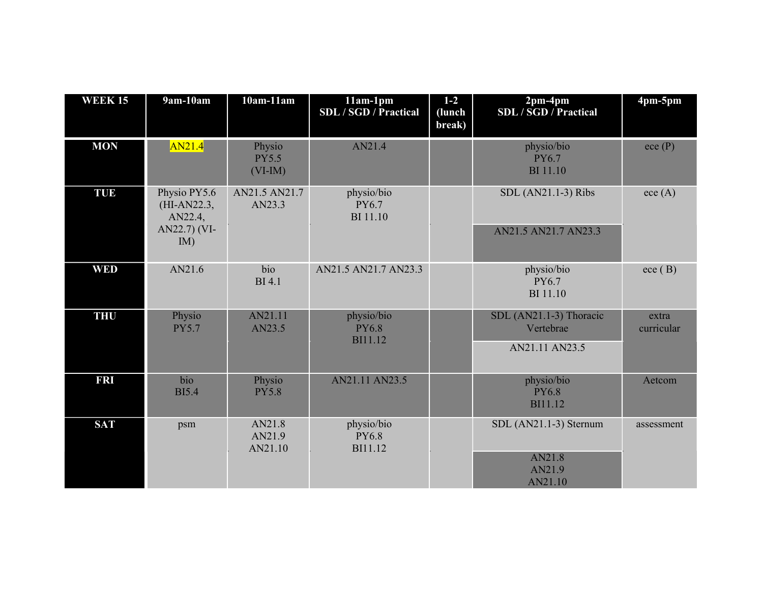| WEEK 15 | 9am-10am | 10am-11am | 11am-1pm SDL / SGD / Practical | 1-2 (lunch break) | 2pm-4pm SDL / SGD / Practical | 4pm-5pm |
|---|---|---|---|---|---|---|
| MON | AN21.4 | Physio PY5.5 (VI-IM) | AN21.4 | | physio/bio PY6.7 BI 11.10 | ece (P) |
| TUE | Physio PY5.6 (HI-AN22.3, AN22.4, AN22.7) (VI-IM) | AN21.5 AN21.7 AN23.3 | physio/bio PY6.7 BI 11.10 | | SDL (AN21.1-3) Ribs<br>AN21.5 AN21.7 AN23.3 | ece (A) |
| WED | AN21.6 | bio BI 4.1 | AN21.5 AN21.7 AN23.3 | | physio/bio PY6.7 BI 11.10 | ece ( B) |
| THU | Physio PY5.7 | AN21.11 AN23.5 | physio/bio PY6.8 BI11.12 | | SDL (AN21.1-3) Thoracic Vertebrae<br>AN21.11 AN23.5 | extra curricular |
| FRI | bio BI5.4 | Physio PY5.8 | AN21.11 AN23.5 | | physio/bio PY6.8 BI11.12 | Aetcom |
| SAT | psm | AN21.8 AN21.9 AN21.10 | physio/bio PY6.8 BI11.12 | | SDL (AN21.1-3) Sternum<br>AN21.8 AN21.9 AN21.10 | assessment |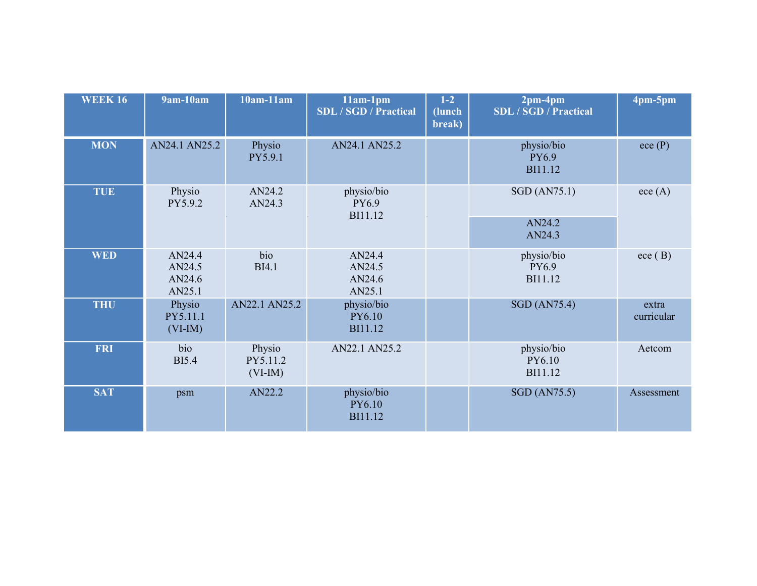| WEEK 16 | 9am-10am | 10am-11am | 11am-1pm SDL / SGD / Practical | 1-2 (lunch break) | 2pm-4pm SDL / SGD / Practical | 4pm-5pm |
|---|---|---|---|---|---|---|
| MON | AN24.1 AN25.2 | Physio PY5.9.1 | AN24.1 AN25.2 | | physio/bio PY6.9 BI11.12 | ece (P) |
| TUE | Physio PY5.9.2 | AN24.2 AN24.3 | physio/bio PY6.9 BI11.12 | | SGD (AN75.1) | ece (A) |
| | | | | | AN24.2 AN24.3 | |
| WED | AN24.4 AN24.5 AN24.6 AN25.1 | bio BI4.1 | AN24.4 AN24.5 AN24.6 AN25.1 | | physio/bio PY6.9 BI11.12 | ece ( B) |
| THU | Physio PY5.11.1 (VI-IM) | AN22.1 AN25.2 | physio/bio PY6.10 BI11.12 | | SGD (AN75.4) | extra curricular |
| FRI | bio BI5.4 | Physio PY5.11.2 (VI-IM) | AN22.1 AN25.2 | | physio/bio PY6.10 BI11.12 | Aetcom |
| SAT | psm | AN22.2 | physio/bio PY6.10 BI11.12 | | SGD (AN75.5) | Assessment |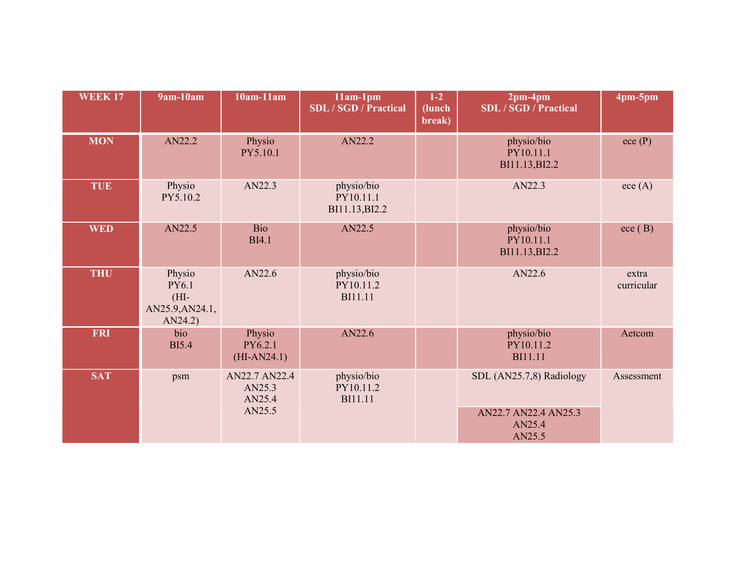| WEEK 17 | 9am-10am | 10am-11am | 11am-1pm SDL / SGD / Practical | 1-2 (lunch break) | 2pm-4pm SDL / SGD / Practical | 4pm-5pm |
|---|---|---|---|---|---|---|
| MON | AN22.2 | Physio PY5.10.1 | AN22.2 | | physio/bio PY10.11.1 BI11.13,BI2.2 | ece (P) |
| TUE | Physio PY5.10.2 | AN22.3 | physio/bio PY10.11.1 BI11.13,BI2.2 | | AN22.3 | ece (A) |
| WED | AN22.5 | Bio BI4.1 | AN22.5 | | physio/bio PY10.11.1 BI11.13,BI2.2 | ece ( B) |
| THU | Physio PY6.1 (HI-AN25.9,AN24.1, AN24.2) | AN22.6 | physio/bio PY10.11.2 BI11.11 | | AN22.6 | extra curricular |
| FRI | bio BI5.4 | Physio PY6.2.1 (HI-AN24.1) | AN22.6 | | physio/bio PY10.11.2 BI11.11 | Aetcom |
| SAT | psm | AN22.7 AN22.4 AN25.3 AN25.4 AN25.5 | physio/bio PY10.11.2 BI11.11 | | SDL (AN25.7,8) Radiology | Assessment |
| | | | | | AN22.7 AN22.4 AN25.3 AN25.4 AN25.5 | |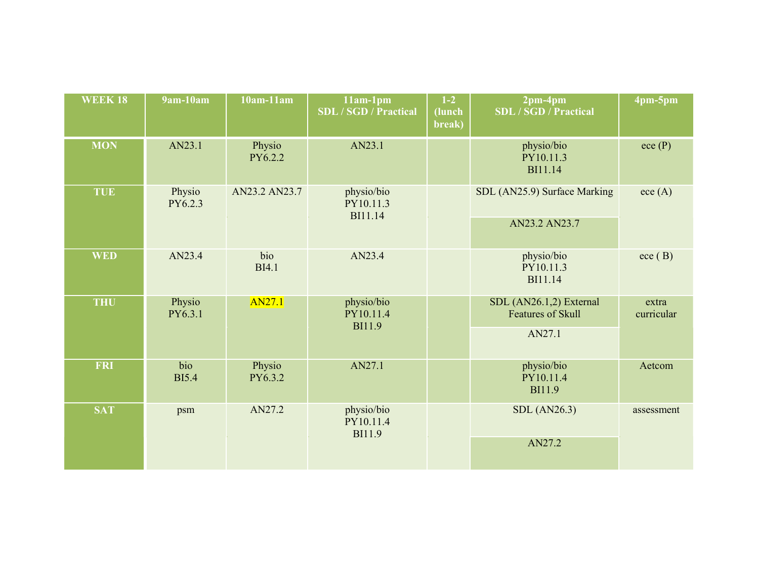| WEEK 18 | 9am-10am | 10am-11am | 11am-1pm SDL / SGD / Practical | 1-2 (lunch break) | 2pm-4pm SDL / SGD / Practical | 4pm-5pm |
|---|---|---|---|---|---|---|
| MON | AN23.1 | Physio PY6.2.2 | AN23.1 | | physio/bio PY10.11.3 BI11.14 | ece (P) |
| TUE | Physio PY6.2.3 | AN23.2 AN23.7 | physio/bio PY10.11.3 BI11.14 | | SDL (AN25.9) Surface Marking / AN23.2 AN23.7 | ece (A) |
| WED | AN23.4 | bio BI4.1 | AN23.4 | | physio/bio PY10.11.3 BI11.14 | ece ( B) |
| THU | Physio PY6.3.1 | AN27.1 | physio/bio PY10.11.4 BI11.9 | | SDL (AN26.1,2) External Features of Skull / AN27.1 | extra curricular |
| FRI | bio BI5.4 | Physio PY6.3.2 | AN27.1 | | physio/bio PY10.11.4 BI11.9 | Aetcom |
| SAT | psm | AN27.2 | physio/bio PY10.11.4 BI11.9 | | SDL (AN26.3) / AN27.2 | assessment |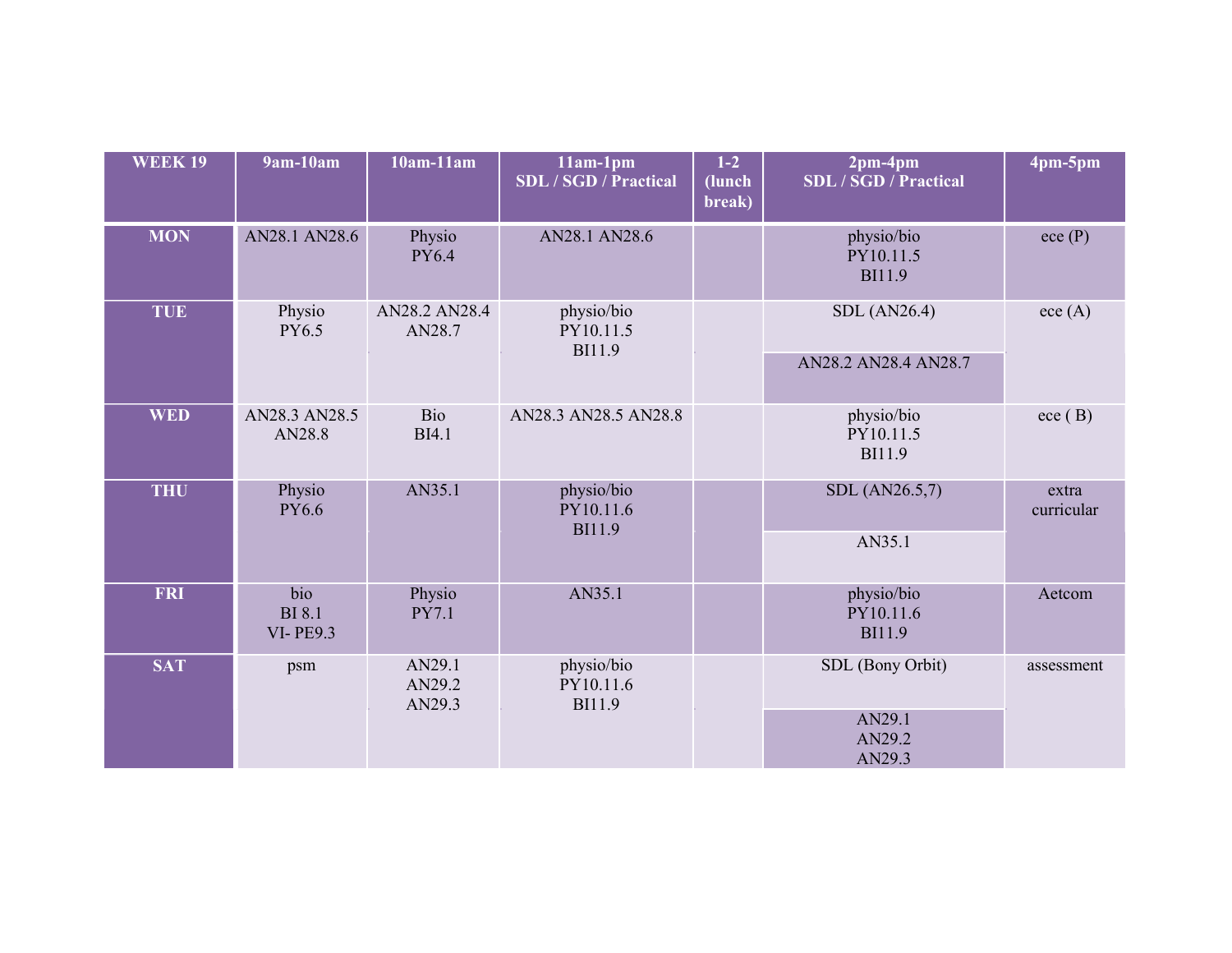| WEEK 19 | 9am-10am | 10am-11am | 11am-1pm SDL / SGD / Practical | 1-2 (lunch break) | 2pm-4pm SDL / SGD / Practical | 4pm-5pm |
|---|---|---|---|---|---|---|
| MON | AN28.1 AN28.6 | Physio PY6.4 | AN28.1 AN28.6 | | physio/bio PY10.11.5 BI11.9 | ece (P) |
| TUE | Physio PY6.5 | AN28.2 AN28.4 AN28.7 | physio/bio PY10.11.5 BI11.9 | | SDL (AN26.4) / AN28.2 AN28.4 AN28.7 | ece (A) |
| WED | AN28.3 AN28.5 AN28.8 | Bio BI4.1 | AN28.3 AN28.5 AN28.8 | | physio/bio PY10.11.5 BI11.9 | ece ( B) |
| THU | Physio PY6.6 | AN35.1 | physio/bio PY10.11.6 BI11.9 | | SDL (AN26.5,7) / AN35.1 | extra curricular |
| FRI | bio BI 8.1 VI- PE9.3 | Physio PY7.1 | AN35.1 | | physio/bio PY10.11.6 BI11.9 | Aetcom |
| SAT | psm | AN29.1 AN29.2 AN29.3 | physio/bio PY10.11.6 BI11.9 | | SDL (Bony Orbit) / AN29.1 AN29.2 AN29.3 | assessment |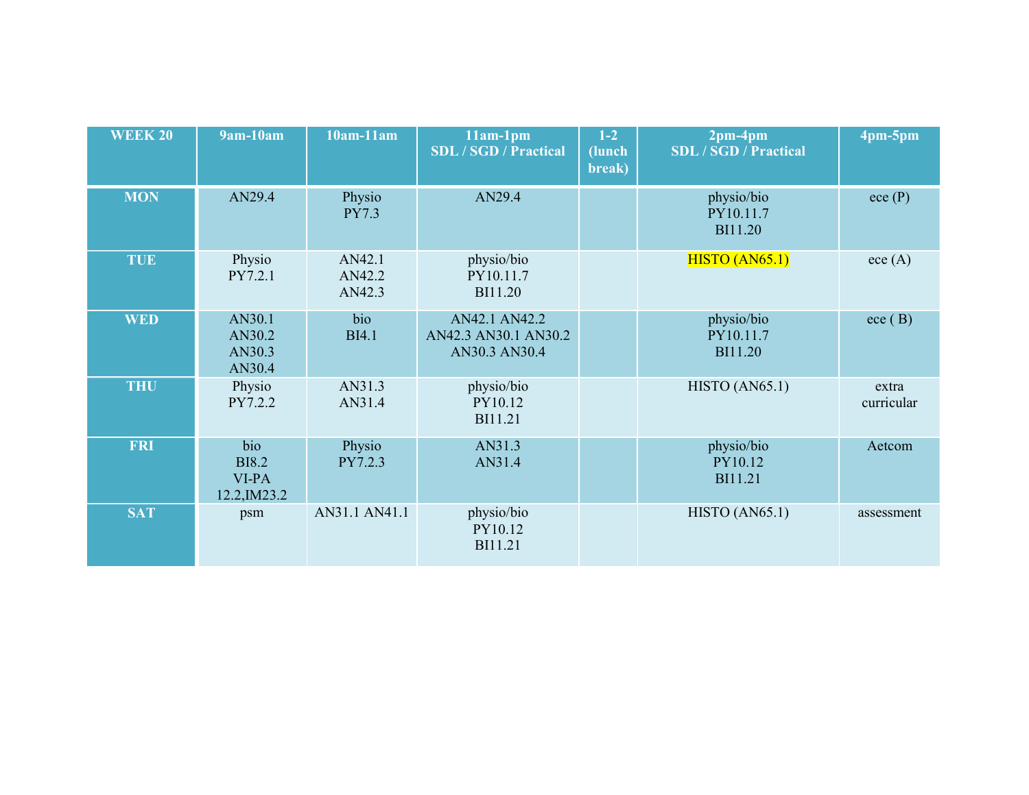| WEEK 20 | 9am-10am | 10am-11am | 11am-1pm SDL / SGD / Practical | 1-2 (lunch break) | 2pm-4pm SDL / SGD / Practical | 4pm-5pm |
|---|---|---|---|---|---|---|
| MON | AN29.4 | Physio PY7.3 | AN29.4 | | physio/bio PY10.11.7 BI11.20 | ece (P) |
| TUE | Physio PY7.2.1 | AN42.1 AN42.2 AN42.3 | physio/bio PY10.11.7 BI11.20 | | HISTO (AN65.1) | ece (A) |
| WED | AN30.1 AN30.2 AN30.3 AN30.4 | bio BI4.1 | AN42.1 AN42.2 AN42.3 AN30.1 AN30.2 AN30.3 AN30.4 | | physio/bio PY10.11.7 BI11.20 | ece ( B) |
| THU | Physio PY7.2.2 | AN31.3 AN31.4 | physio/bio PY10.12 BI11.21 | | HISTO (AN65.1) | extra curricular |
| FRI | bio BI8.2 VI-PA 12.2,IM23.2 | Physio PY7.2.3 | AN31.3 AN31.4 | | physio/bio PY10.12 BI11.21 | Aetcom |
| SAT | psm | AN31.1 AN41.1 | physio/bio PY10.12 BI11.21 | | HISTO (AN65.1) | assessment |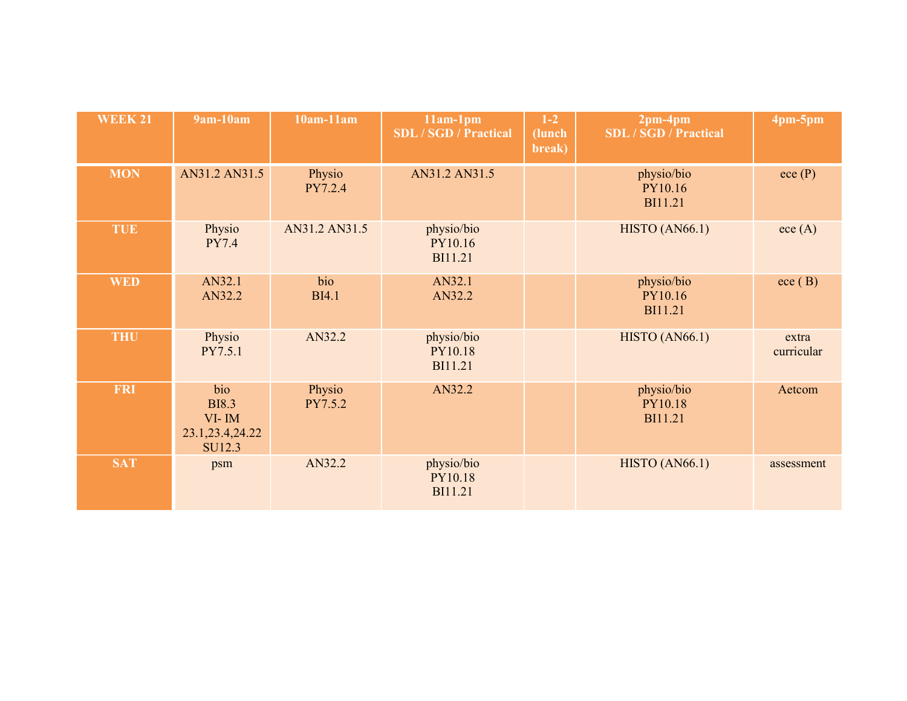| WEEK 21 | 9am-10am | 10am-11am | 11am-1pm SDL / SGD / Practical | 1-2 (lunch break) | 2pm-4pm SDL / SGD / Practical | 4pm-5pm |
|---|---|---|---|---|---|---|
| MON | AN31.2 AN31.5 | Physio PY7.2.4 | AN31.2 AN31.5 | | physio/bio PY10.16 BI11.21 | ece (P) |
| TUE | Physio PY7.4 | AN31.2 AN31.5 | physio/bio PY10.16 BI11.21 | | HISTO (AN66.1) | ece (A) |
| WED | AN32.1 AN32.2 | bio BI4.1 | AN32.1 AN32.2 | | physio/bio PY10.16 BI11.21 | ece ( B) |
| THU | Physio PY7.5.1 | AN32.2 | physio/bio PY10.18 BI11.21 | | HISTO (AN66.1) | extra curricular |
| FRI | bio BI8.3 VI- IM 23.1,23.4,24.22 SU12.3 | Physio PY7.5.2 | AN32.2 | | physio/bio PY10.18 BI11.21 | Aetcom |
| SAT | psm | AN32.2 | physio/bio PY10.18 BI11.21 | | HISTO (AN66.1) | assessment |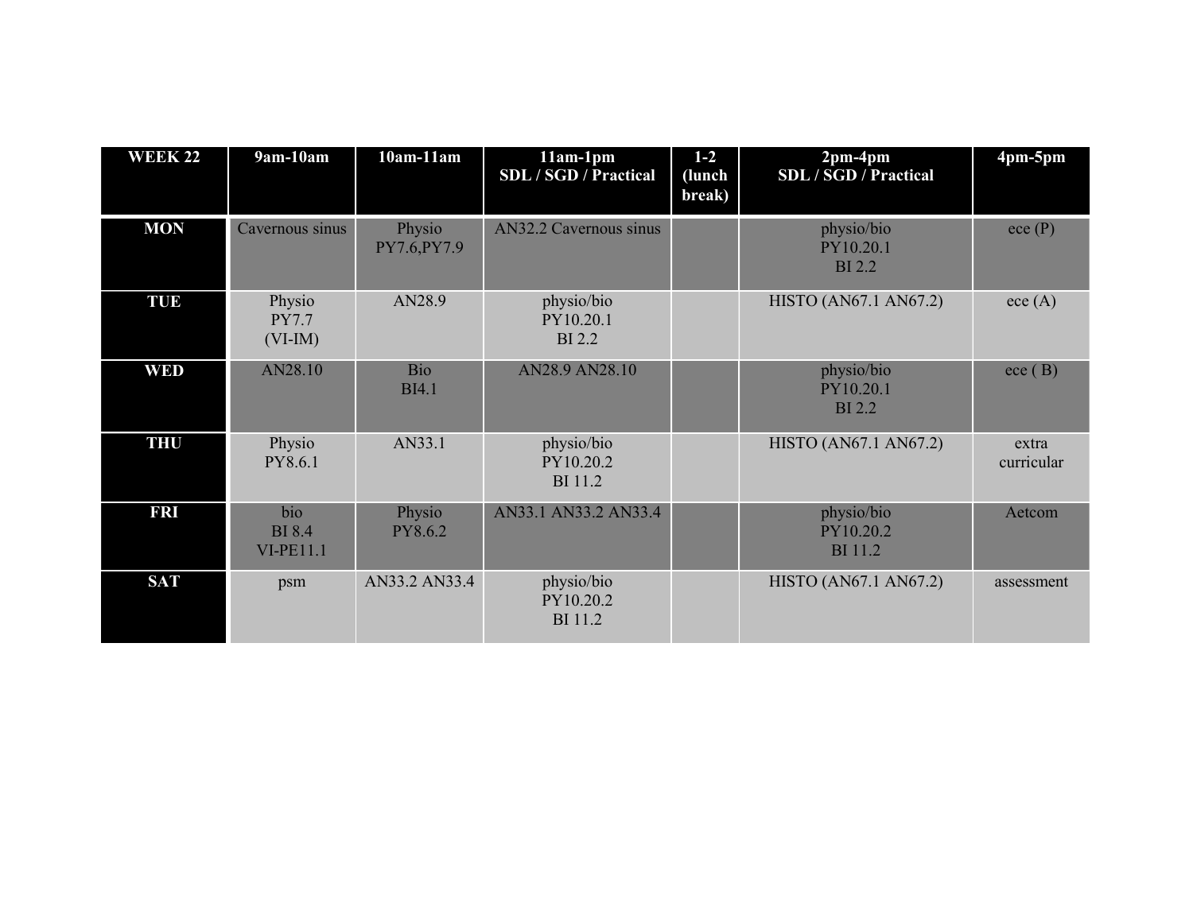| WEEK 22 | 9am-10am | 10am-11am | 11am-1pm SDL / SGD / Practical | 1-2 (lunch break) | 2pm-4pm SDL / SGD / Practical | 4pm-5pm |
|---|---|---|---|---|---|---|
| MON | Cavernous sinus | Physio PY7.6,PY7.9 | AN32.2 Cavernous sinus | | physio/bio PY10.20.1 BI 2.2 | ece (P) |
| TUE | Physio PY7.7 (VI-IM) | AN28.9 | physio/bio PY10.20.1 BI 2.2 | | HISTO (AN67.1 AN67.2) | ece (A) |
| WED | AN28.10 | Bio BI4.1 | AN28.9 AN28.10 | | physio/bio PY10.20.1 BI 2.2 | ece ( B) |
| THU | Physio PY8.6.1 | AN33.1 | physio/bio PY10.20.2 BI 11.2 | | HISTO (AN67.1 AN67.2) | extra curricular |
| FRI | bio BI 8.4 VI-PE11.1 | Physio PY8.6.2 | AN33.1 AN33.2 AN33.4 | | physio/bio PY10.20.2 BI 11.2 | Aetcom |
| SAT | psm | AN33.2 AN33.4 | physio/bio PY10.20.2 BI 11.2 | | HISTO (AN67.1 AN67.2) | assessment |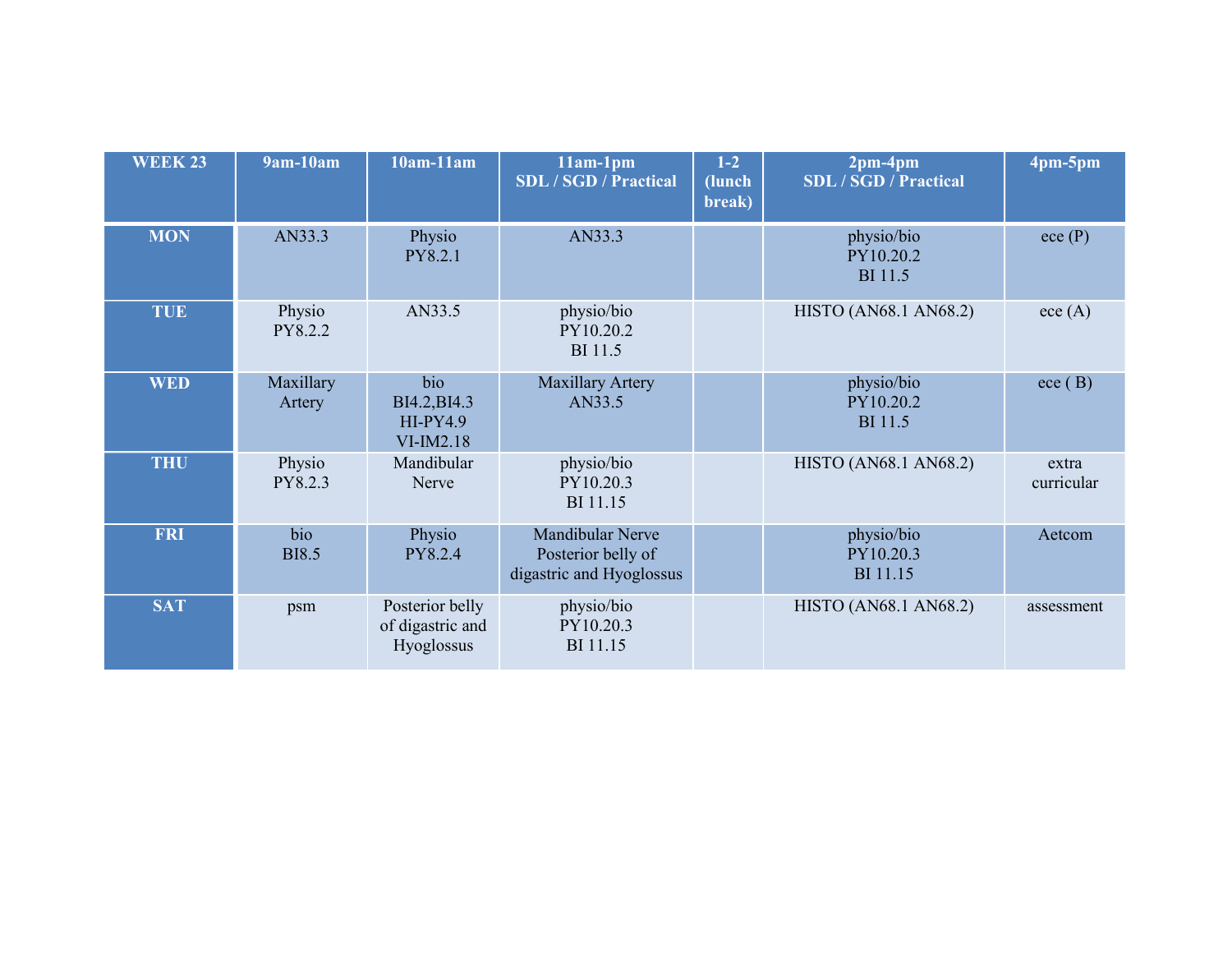| WEEK 23 | 9am-10am | 10am-11am | 11am-1pm SDL / SGD / Practical | 1-2 (lunch break) | 2pm-4pm SDL / SGD / Practical | 4pm-5pm |
|---|---|---|---|---|---|---|
| MON | AN33.3 | Physio PY8.2.1 | AN33.3 | | physio/bio PY10.20.2 BI 11.5 | ece (P) |
| TUE | Physio PY8.2.2 | AN33.5 | physio/bio PY10.20.2 BI 11.5 | | HISTO (AN68.1 AN68.2) | ece (A) |
| WED | Maxillary Artery | bio BI4.2,BI4.3 HI-PY4.9 VI-IM2.18 | Maxillary Artery AN33.5 | | physio/bio PY10.20.2 BI 11.5 | ece ( B) |
| THU | Physio PY8.2.3 | Mandibular Nerve | physio/bio PY10.20.3 BI 11.15 | | HISTO (AN68.1 AN68.2) | extra curricular |
| FRI | bio BI8.5 | Physio PY8.2.4 | Mandibular Nerve Posterior belly of digastric and Hyoglossus | | physio/bio PY10.20.3 BI 11.15 | Aetcom |
| SAT | psm | Posterior belly of digastric and Hyoglossus | physio/bio PY10.20.3 BI 11.15 | | HISTO (AN68.1 AN68.2) | assessment |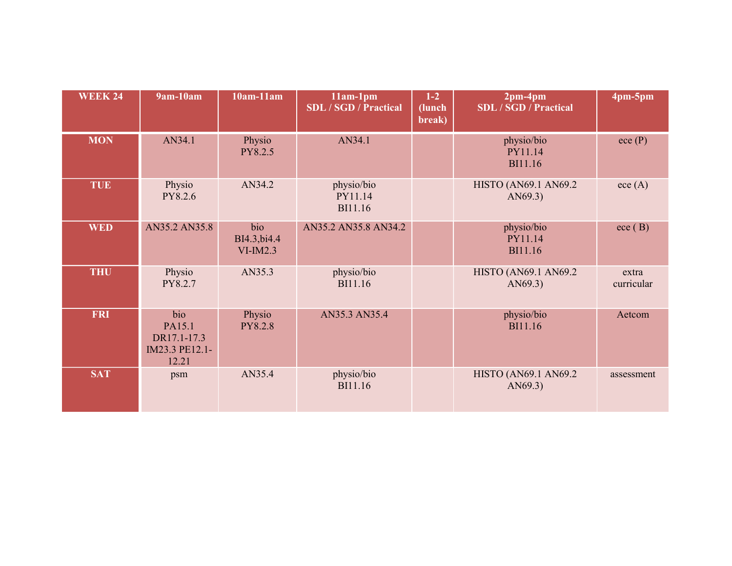| WEEK 24 | 9am-10am | 10am-11am | 11am-1pm SDL / SGD / Practical | 1-2 (lunch break) | 2pm-4pm SDL / SGD / Practical | 4pm-5pm |
|---|---|---|---|---|---|---|
| MON | AN34.1 | Physio PY8.2.5 | AN34.1 | | physio/bio PY11.14 BI11.16 | ece (P) |
| TUE | Physio PY8.2.6 | AN34.2 | physio/bio PY11.14 BI11.16 | | HISTO (AN69.1 AN69.2 AN69.3) | ece (A) |
| WED | AN35.2 AN35.8 | bio BI4.3,bi4.4 VI-IM2.3 | AN35.2 AN35.8 AN34.2 | | physio/bio PY11.14 BI11.16 | ece ( B) |
| THU | Physio PY8.2.7 | AN35.3 | physio/bio BI11.16 | | HISTO (AN69.1 AN69.2 AN69.3) | extra curricular |
| FRI | bio PA15.1 DR17.1-17.3 IM23.3 PE12.1-12.21 | Physio PY8.2.8 | AN35.3 AN35.4 | | physio/bio BI11.16 | Aetcom |
| SAT | psm | AN35.4 | physio/bio BI11.16 | | HISTO (AN69.1 AN69.2 AN69.3) | assessment |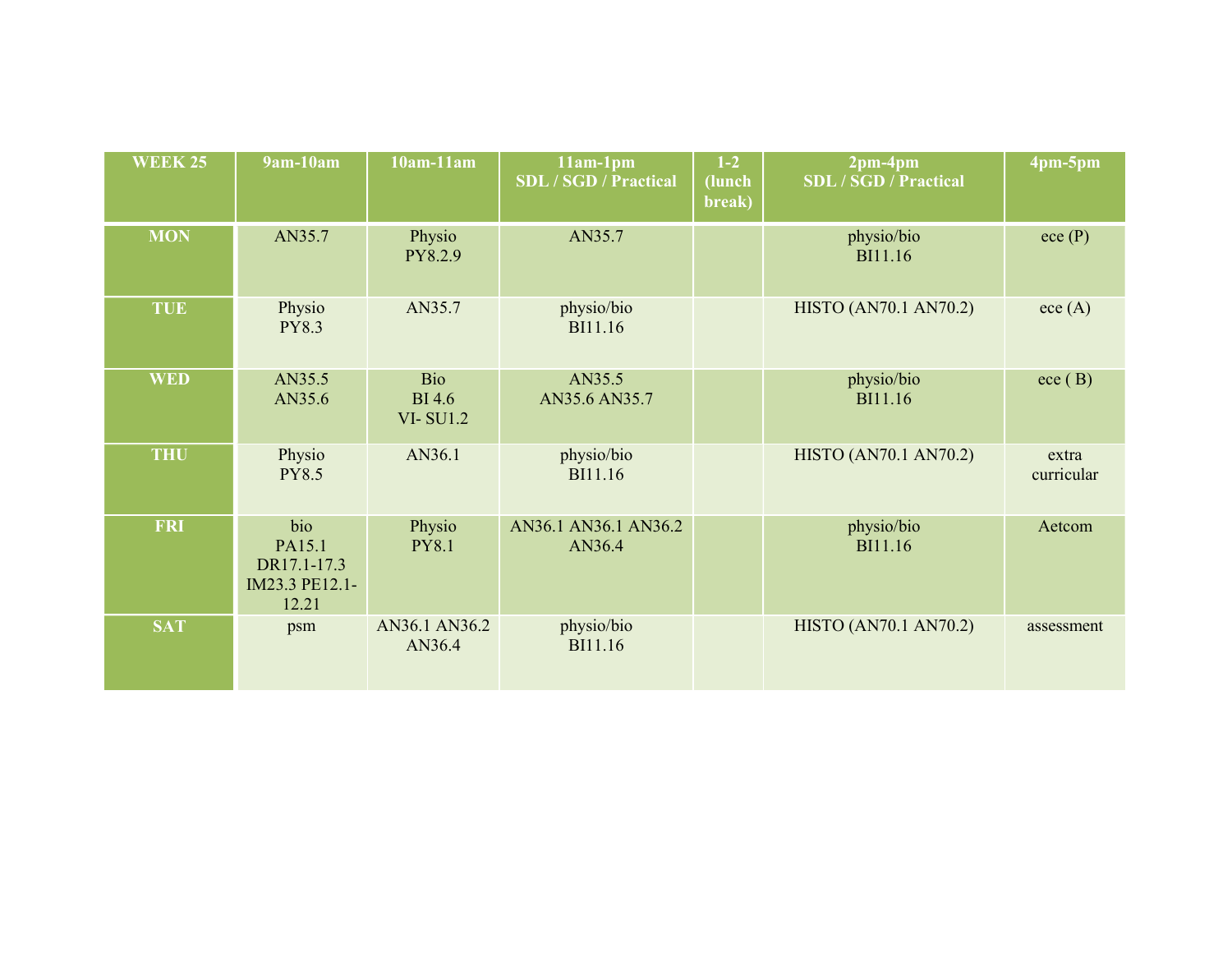| WEEK 25 | 9am-10am | 10am-11am | 11am-1pm SDL / SGD / Practical | 1-2 (lunch break) | 2pm-4pm SDL / SGD / Practical | 4pm-5pm |
|---|---|---|---|---|---|---|
| MON | AN35.7 | Physio PY8.2.9 | AN35.7 | | physio/bio BI11.16 | ece (P) |
| TUE | Physio PY8.3 | AN35.7 | physio/bio BI11.16 | | HISTO (AN70.1 AN70.2) | ece (A) |
| WED | AN35.5 AN35.6 | Bio BI 4.6 VI- SU1.2 | AN35.5 AN35.6 AN35.7 | | physio/bio BI11.16 | ece ( B) |
| THU | Physio PY8.5 | AN36.1 | physio/bio BI11.16 | | HISTO (AN70.1 AN70.2) | extra curricular |
| FRI | bio PA15.1 DR17.1-17.3 IM23.3 PE12.1-12.21 | Physio PY8.1 | AN36.1 AN36.1 AN36.2 AN36.4 | | physio/bio BI11.16 | Aetcom |
| SAT | psm | AN36.1 AN36.2 AN36.4 | physio/bio BI11.16 | | HISTO (AN70.1 AN70.2) | assessment |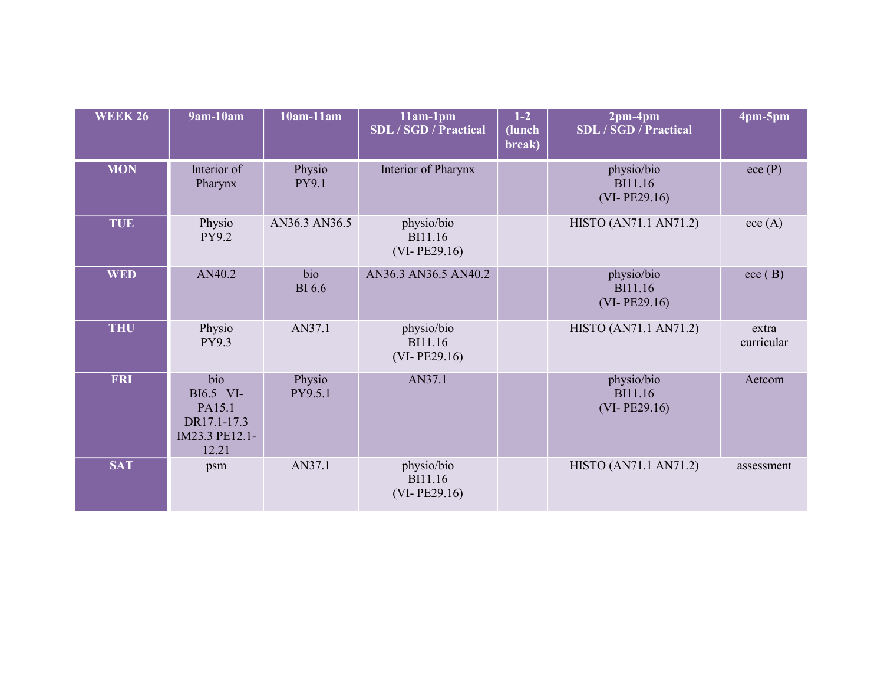| WEEK 26 | 9am-10am | 10am-11am | 11am-1pm SDL / SGD / Practical | 1-2 (lunch break) | 2pm-4pm SDL / SGD / Practical | 4pm-5pm |
|---|---|---|---|---|---|---|
| MON | Interior of Pharynx | Physio PY9.1 | Interior of Pharynx | | physio/bio BI11.16 (VI- PE29.16) | ece (P) |
| TUE | Physio PY9.2 | AN36.3 AN36.5 | physio/bio BI11.16 (VI- PE29.16) | | HISTO (AN71.1 AN71.2) | ece (A) |
| WED | AN40.2 | bio BI 6.6 | AN36.3 AN36.5 AN40.2 | | physio/bio BI11.16 (VI- PE29.16) | ece ( B) |
| THU | Physio PY9.3 | AN37.1 | physio/bio BI11.16 (VI- PE29.16) | | HISTO (AN71.1 AN71.2) | extra curricular |
| FRI | bio BI6.5 VI- PA15.1 DR17.1-17.3 IM23.3 PE12.1-12.21 | Physio PY9.5.1 | AN37.1 | | physio/bio BI11.16 (VI- PE29.16) | Aetcom |
| SAT | psm | AN37.1 | physio/bio BI11.16 (VI- PE29.16) | | HISTO (AN71.1 AN71.2) | assessment |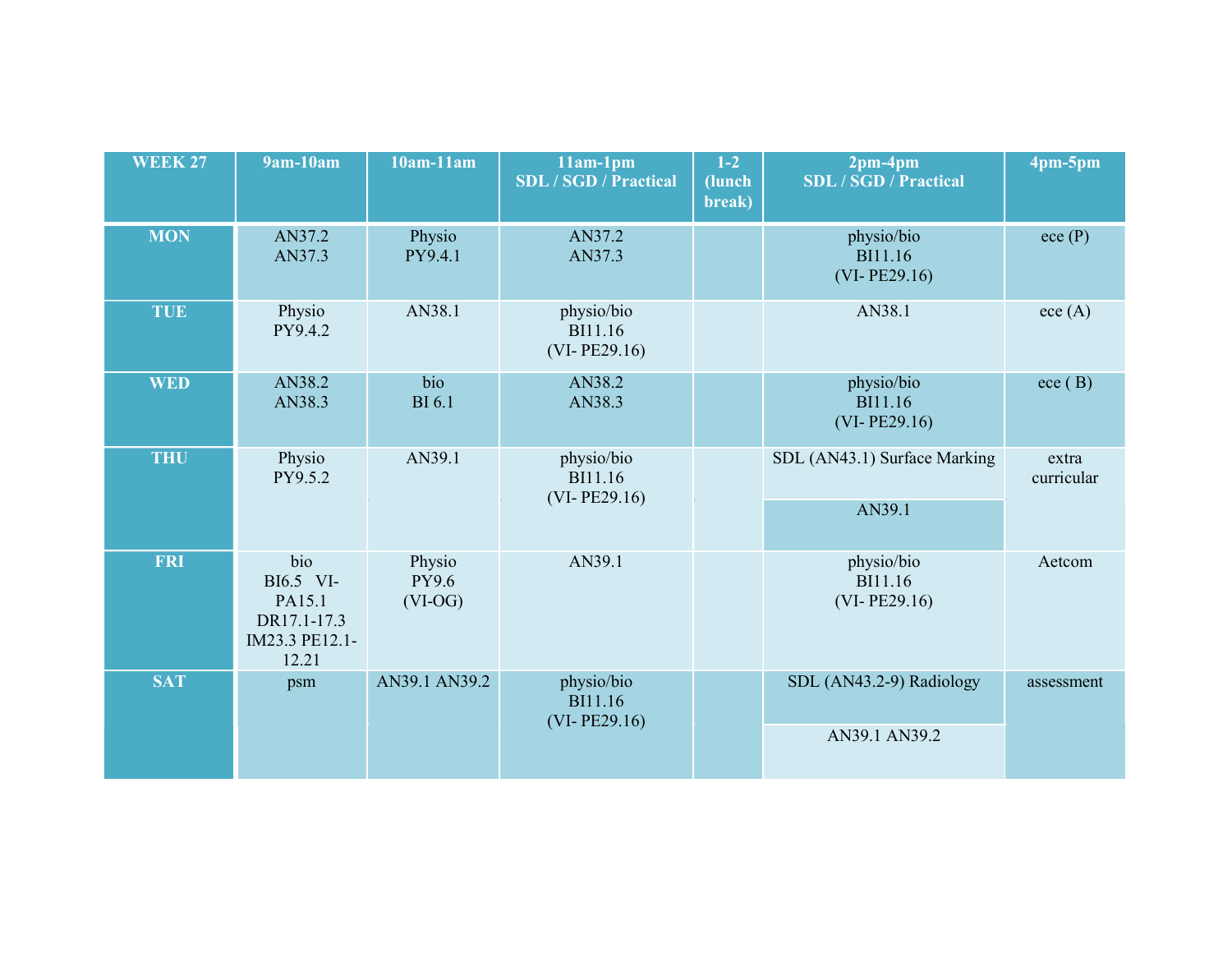| WEEK 27 | 9am-10am | 10am-11am | 11am-1pm SDL / SGD / Practical | 1-2 (lunch break) | 2pm-4pm SDL / SGD / Practical | 4pm-5pm |
|---|---|---|---|---|---|---|
| MON | AN37.2 AN37.3 | Physio PY9.4.1 | AN37.2 AN37.3 | | physio/bio BI11.16 (VI- PE29.16) | ece (P) |
| TUE | Physio PY9.4.2 | AN38.1 | physio/bio BI11.16 (VI- PE29.16) | | AN38.1 | ece (A) |
| WED | AN38.2 AN38.3 | bio BI 6.1 | AN38.2 AN38.3 | | physio/bio BI11.16 (VI- PE29.16) | ece ( B) |
| THU | Physio PY9.5.2 | AN39.1 | physio/bio BI11.16 (VI- PE29.16) | | SDL (AN43.1) Surface Marking<br>AN39.1 | extra curricular |
| FRI | bio BI6.5 VI-PA15.1 DR17.1-17.3 IM23.3 PE12.1-12.21 | Physio PY9.6 (VI-OG) | AN39.1 | | physio/bio BI11.16 (VI- PE29.16) | Aetcom |
| SAT | psm | AN39.1 AN39.2 | physio/bio BI11.16 (VI- PE29.16) | | SDL (AN43.2-9) Radiology<br>AN39.1 AN39.2 | assessment |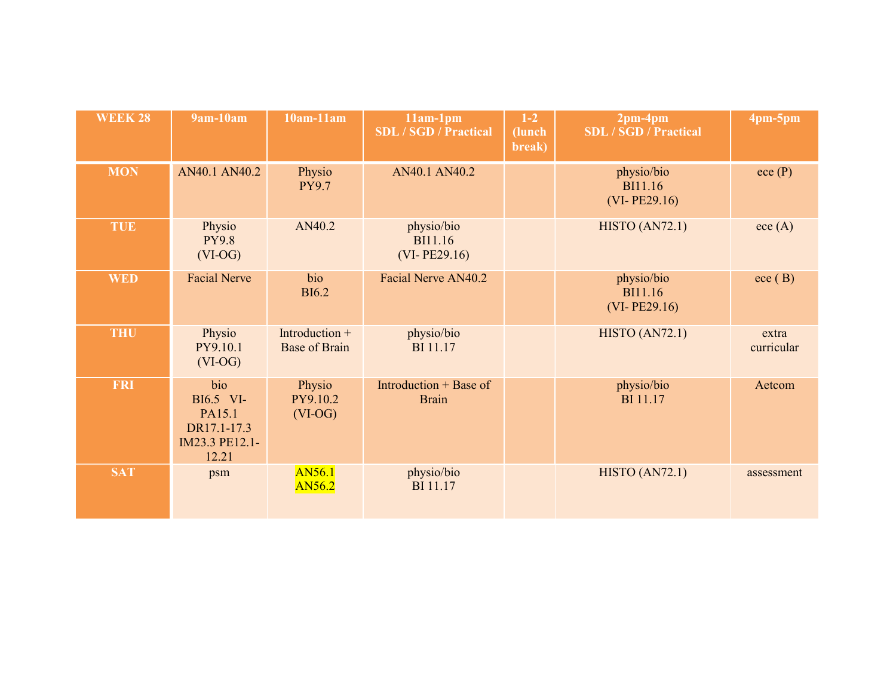| WEEK 28 | 9am-10am | 10am-11am | 11am-1pm SDL / SGD / Practical | 1-2 (lunch break) | 2pm-4pm SDL / SGD / Practical | 4pm-5pm |
|---|---|---|---|---|---|---|
| MON | AN40.1 AN40.2 | Physio PY9.7 | AN40.1 AN40.2 | | physio/bio BI11.16 (VI- PE29.16) | ece (P) |
| TUE | Physio PY9.8 (VI-OG) | AN40.2 | physio/bio BI11.16 (VI- PE29.16) | | HISTO (AN72.1) | ece (A) |
| WED | Facial Nerve | bio BI6.2 | Facial Nerve AN40.2 | | physio/bio BI11.16 (VI- PE29.16) | ece ( B) |
| THU | Physio PY9.10.1 (VI-OG) | Introduction + Base of Brain | physio/bio BI 11.17 | | HISTO (AN72.1) | extra curricular |
| FRI | bio BI6.5 VI-PA15.1 DR17.1-17.3 IM23.3 PE12.1-12.21 | Physio PY9.10.2 (VI-OG) | Introduction + Base of Brain | | physio/bio BI 11.17 | Aetcom |
| SAT | psm | AN56.1 AN56.2 | physio/bio BI 11.17 | | HISTO (AN72.1) | assessment |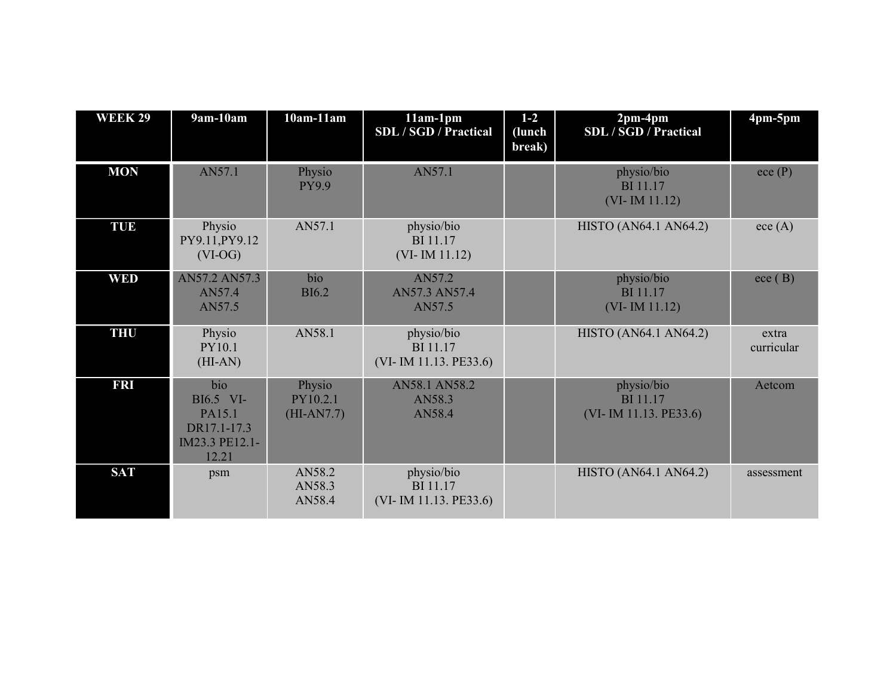| WEEK 29 | 9am-10am | 10am-11am | 11am-1pm SDL / SGD / Practical | 1-2 (lunch break) | 2pm-4pm SDL / SGD / Practical | 4pm-5pm |
|---|---|---|---|---|---|---|
| MON | AN57.1 | Physio PY9.9 | AN57.1 | | physio/bio BI 11.17 (VI- IM 11.12) | ece (P) |
| TUE | Physio PY9.11,PY9.12 (VI-OG) | AN57.1 | physio/bio BI 11.17 (VI- IM 11.12) | | HISTO (AN64.1 AN64.2) | ece (A) |
| WED | AN57.2 AN57.3 AN57.4 AN57.5 | bio BI6.2 | AN57.2 AN57.3 AN57.4 AN57.5 | | physio/bio BI 11.17 (VI- IM 11.12) | ece ( B) |
| THU | Physio PY10.1 (HI-AN) | AN58.1 | physio/bio BI 11.17 (VI- IM 11.13. PE33.6) | | HISTO (AN64.1 AN64.2) | extra curricular |
| FRI | bio BI6.5 VI-PA15.1 DR17.1-17.3 IM23.3 PE12.1-12.21 | Physio PY10.2.1 (HI-AN7.7) | AN58.1 AN58.2 AN58.3 AN58.4 | | physio/bio BI 11.17 (VI- IM 11.13. PE33.6) | Aetcom |
| SAT | psm | AN58.2 AN58.3 AN58.4 | physio/bio BI 11.17 (VI- IM 11.13. PE33.6) | | HISTO (AN64.1 AN64.2) | assessment |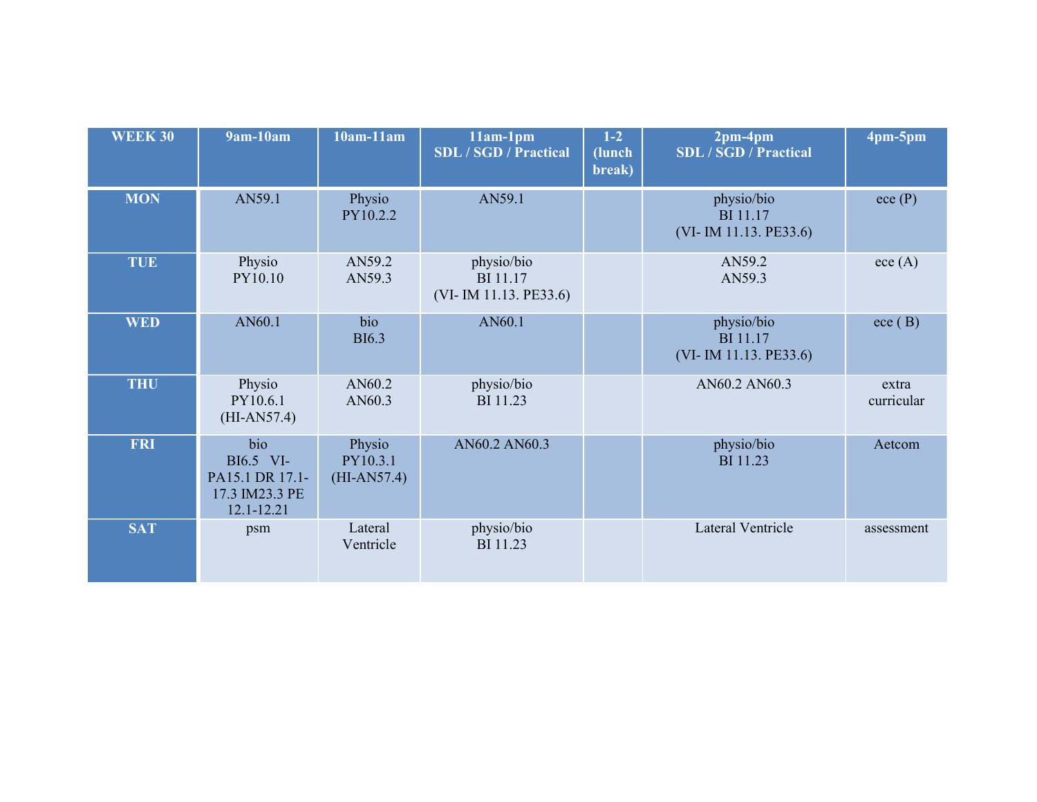| WEEK 30 | 9am-10am | 10am-11am | 11am-1pm SDL / SGD / Practical | 1-2 (lunch break) | 2pm-4pm SDL / SGD / Practical | 4pm-5pm |
|---|---|---|---|---|---|---|
| MON | AN59.1 | Physio PY10.2.2 | AN59.1 | | physio/bio BI 11.17 (VI- IM 11.13. PE33.6) | ece (P) |
| TUE | Physio PY10.10 | AN59.2 AN59.3 | physio/bio BI 11.17 (VI- IM 11.13. PE33.6) | | AN59.2 AN59.3 | ece (A) |
| WED | AN60.1 | bio BI6.3 | AN60.1 | | physio/bio BI 11.17 (VI- IM 11.13. PE33.6) | ece ( B) |
| THU | Physio PY10.6.1 (HI-AN57.4) | AN60.2 AN60.3 | physio/bio BI 11.23 | | AN60.2 AN60.3 | extra curricular |
| FRI | bio BI6.5 VI-PA15.1 DR 17.1-17.3 IM23.3 PE 12.1-12.21 | Physio PY10.3.1 (HI-AN57.4) | AN60.2 AN60.3 | | physio/bio BI 11.23 | Aetcom |
| SAT | psm | Lateral Ventricle | physio/bio BI 11.23 | | Lateral Ventricle | assessment |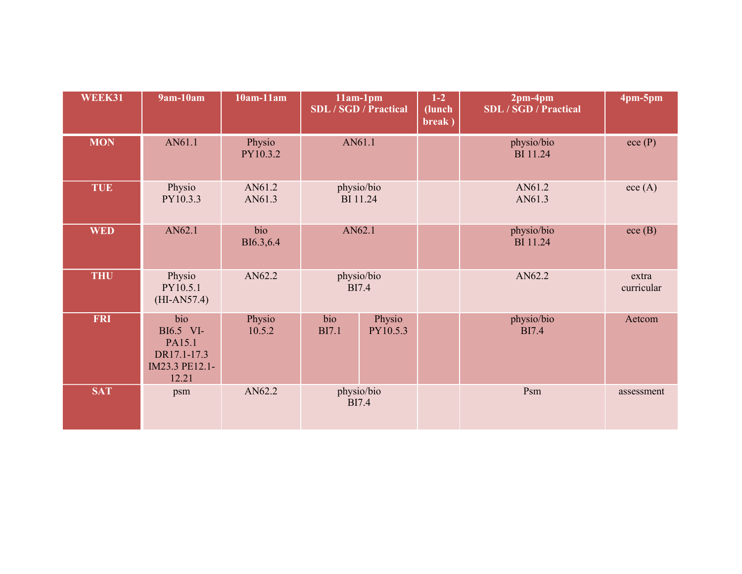| WEEK31 | 9am-10am | 10am-11am | 11am-1pm SDL / SGD / Practical | | 1-2 (lunch break ) | 2pm-4pm SDL / SGD / Practical | 4pm-5pm |
|---|---|---|---|---|---|---|---|
| MON | AN61.1 | Physio PY10.3.2 | AN61.1 | | | physio/bio BI 11.24 | ece (P) |
| TUE | Physio PY10.3.3 | AN61.2 AN61.3 | physio/bio BI 11.24 | | | AN61.2 AN61.3 | ece (A) |
| WED | AN62.1 | bio BI6.3,6.4 | AN62.1 | | | physio/bio BI 11.24 | ece (B) |
| THU | Physio PY10.5.1 (HI-AN57.4) | AN62.2 | physio/bio BI7.4 | | | AN62.2 | extra curricular |
| FRI | bio BI6.5 VI-PA15.1 DR17.1-17.3 IM23.3 PE12.1-12.21 | Physio 10.5.2 | bio BI7.1 | Physio PY10.5.3 | | physio/bio BI7.4 | Aetcom |
| SAT | psm | AN62.2 | physio/bio BI7.4 | | | Psm | assessment |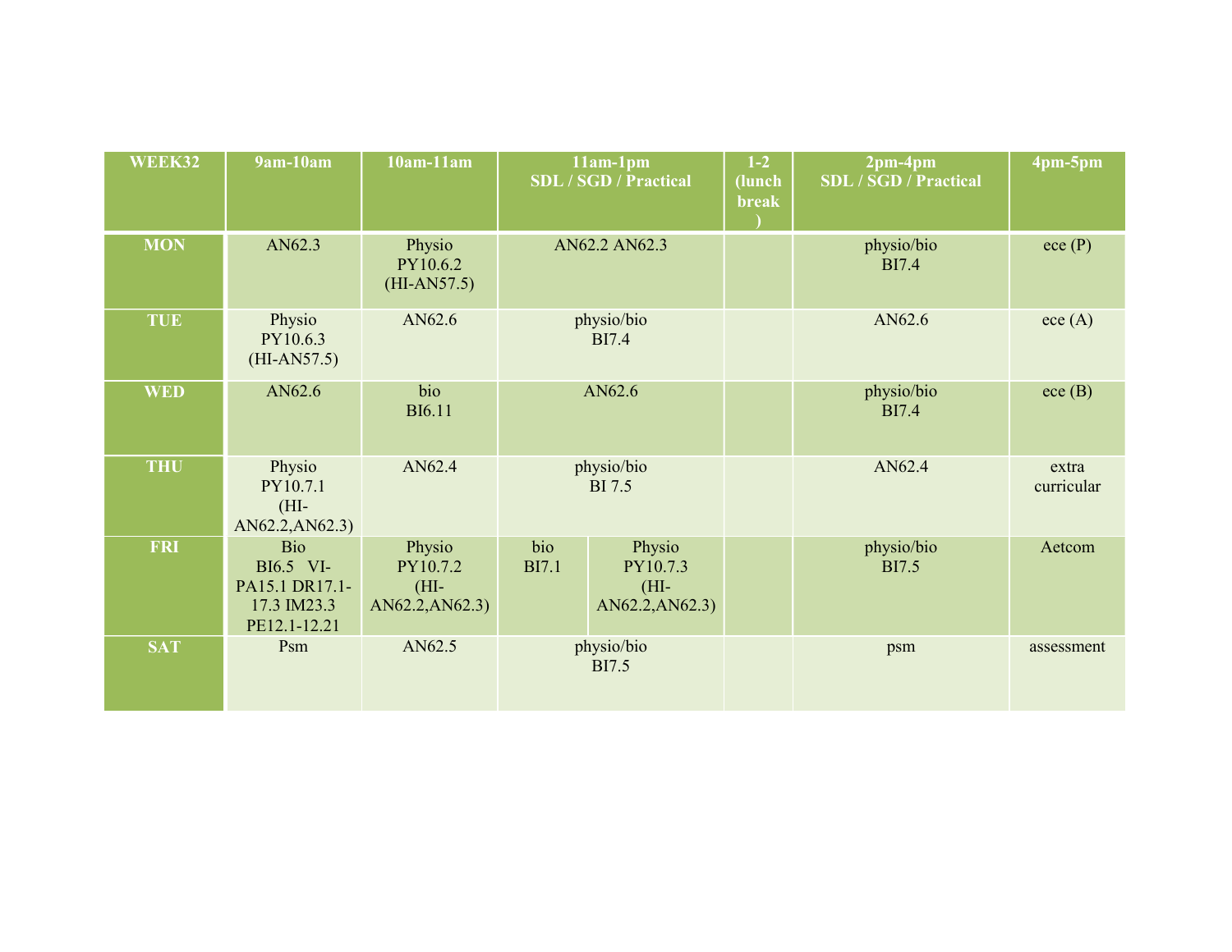| WEEK32 | 9am-10am | 10am-11am | 11am-1pm SDL / SGD / Practical | | 1-2 (lunch break ) | 2pm-4pm SDL / SGD / Practical | 4pm-5pm |
|---|---|---|---|---|---|---|---|
| MON | AN62.3 | Physio PY10.6.2 (HI-AN57.5) | AN62.2 AN62.3 | | | physio/bio BI7.4 | ece (P) |
| TUE | Physio PY10.6.3 (HI-AN57.5) | AN62.6 | physio/bio BI7.4 | | | AN62.6 | ece (A) |
| WED | AN62.6 | bio BI6.11 | AN62.6 | | | physio/bio BI7.4 | ece (B) |
| THU | Physio PY10.7.1 (HI-AN62.2,AN62.3) | AN62.4 | physio/bio BI 7.5 | | | AN62.4 | extra curricular |
| FRI | Bio BI6.5 VI-PA15.1 DR17.1-17.3 IM23.3 PE12.1-12.21 | Physio PY10.7.2 (HI-AN62.2,AN62.3) | bio BI7.1 | Physio PY10.7.3 (HI-AN62.2,AN62.3) | | physio/bio BI7.5 | Aetcom |
| SAT | Psm | AN62.5 | physio/bio BI7.5 | | | psm | assessment |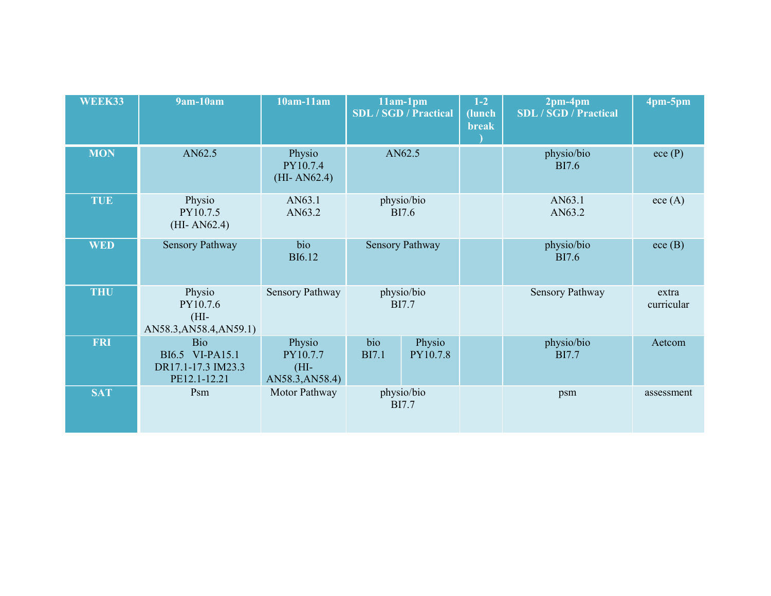| WEEK33 | 9am-10am | 10am-11am | 11am-1pm SDL / SGD / Practical | | 1-2 (lunch break ) | 2pm-4pm SDL / SGD / Practical | 4pm-5pm |
|---|---|---|---|---|---|---|---|
| MON | AN62.5 | Physio PY10.7.4 (HI- AN62.4) | AN62.5 | | | physio/bio BI7.6 | ece (P) |
| TUE | Physio PY10.7.5 (HI- AN62.4) | AN63.1 AN63.2 | physio/bio BI7.6 | | | AN63.1 AN63.2 | ece (A) |
| WED | Sensory Pathway | bio BI6.12 | Sensory Pathway | | | physio/bio BI7.6 | ece (B) |
| THU | Physio PY10.7.6 (HI- AN58.3,AN58.4,AN59.1) | Sensory Pathway | physio/bio BI7.7 | | | Sensory Pathway | extra curricular |
| FRI | Bio BI6.5 VI-PA15.1 DR17.1-17.3 IM23.3 PE12.1-12.21 | Physio PY10.7.7 (HI- AN58.3,AN58.4) | bio BI7.1 | Physio PY10.7.8 | | physio/bio BI7.7 | Aetcom |
| SAT | Psm | Motor Pathway | physio/bio BI7.7 | | | psm | assessment |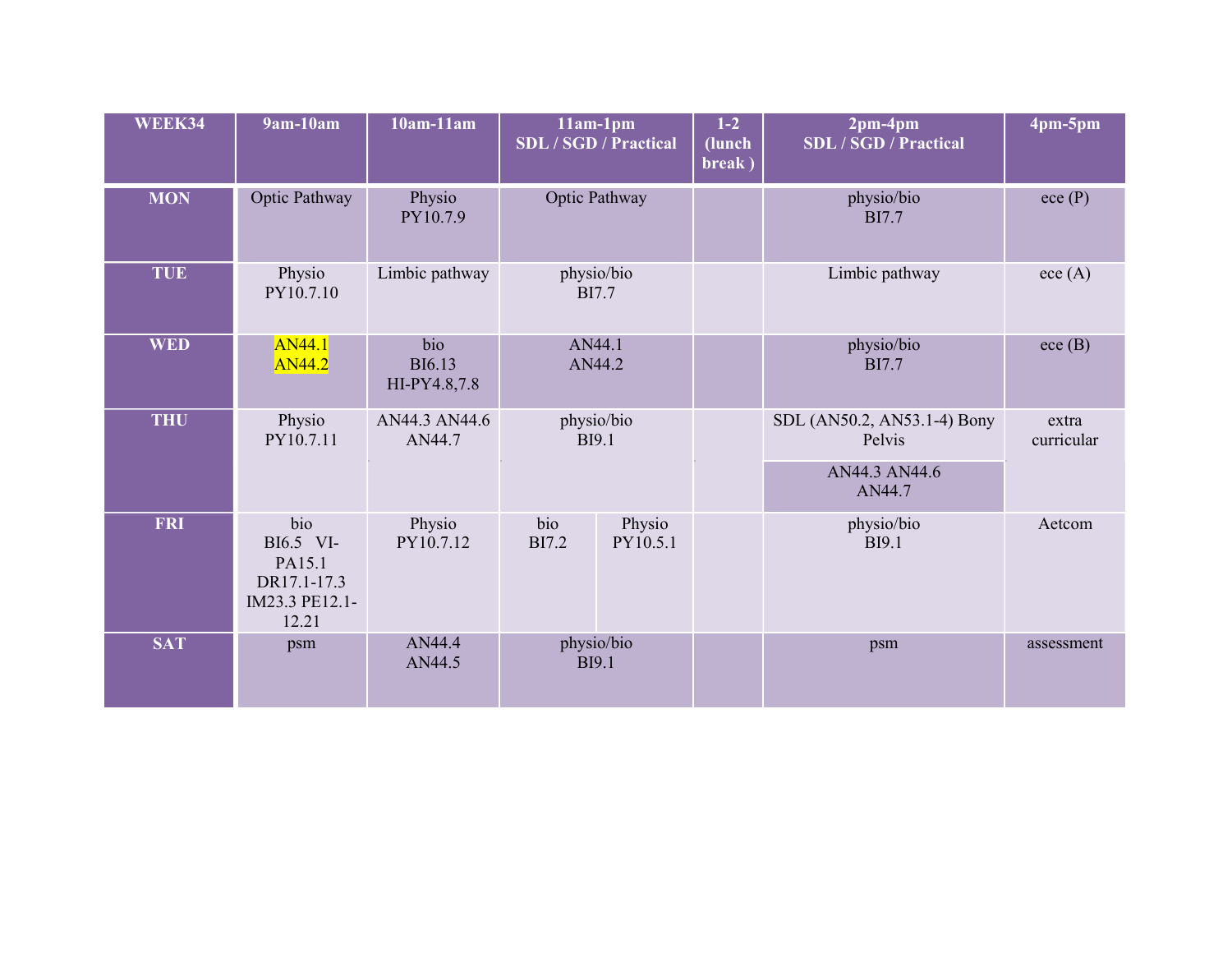| WEEK34 | 9am-10am | 10am-11am | 11am-1pm SDL / SGD / Practical | | 1-2 (lunch break ) | 2pm-4pm SDL / SGD / Practical | 4pm-5pm |
|---|---|---|---|---|---|---|---|
| MON | Optic Pathway | Physio PY10.7.9 | Optic Pathway | | | physio/bio BI7.7 | ece (P) |
| TUE | Physio PY10.7.10 | Limbic pathway | physio/bio BI7.7 | | | Limbic pathway | ece (A) |
| WED | AN44.1 AN44.2 | bio BI6.13 HI-PY4.8,7.8 | AN44.1 AN44.2 | | | physio/bio BI7.7 | ece (B) |
| THU | Physio PY10.7.11 | AN44.3 AN44.6 AN44.7 | physio/bio BI9.1 | | | SDL (AN50.2, AN53.1-4) Bony Pelvis / AN44.3 AN44.6 AN44.7 | extra curricular |
| FRI | bio BI6.5 VI-PA15.1 DR17.1-17.3 IM23.3 PE12.1-12.21 | Physio PY10.7.12 | bio BI7.2 | Physio PY10.5.1 | | physio/bio BI9.1 | Aetcom |
| SAT | psm | AN44.4 AN44.5 | physio/bio BI9.1 | | | psm | assessment |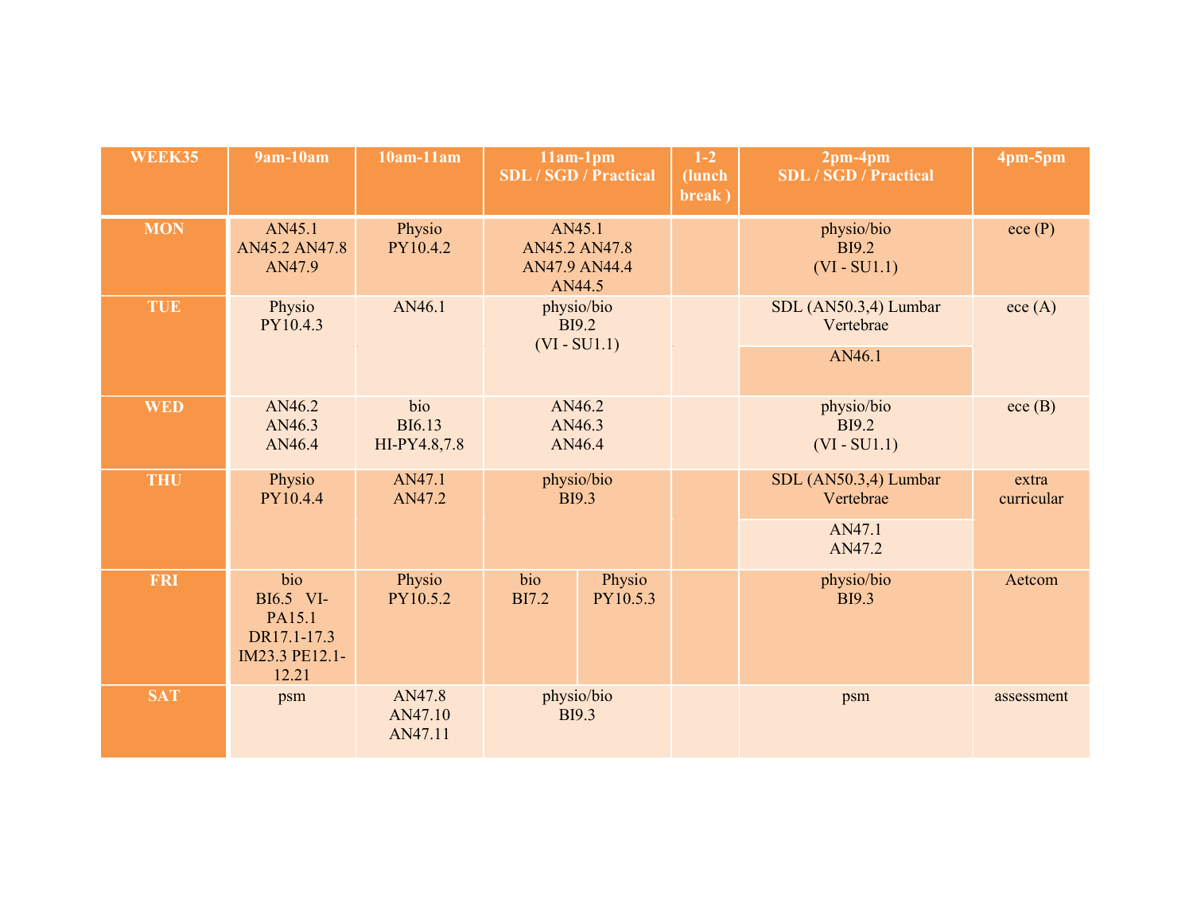| WEEK35 | 9am-10am | 10am-11am | 11am-1pm SDL / SGD / Practical | | 1-2 (lunch break ) | 2pm-4pm SDL / SGD / Practical | 4pm-5pm |
|---|---|---|---|---|---|---|---|
| MON | AN45.1 AN45.2 AN47.8 AN47.9 | Physio PY10.4.2 | AN45.1 AN45.2 AN47.8 AN47.9 AN44.4 AN44.5 | | | physio/bio BI9.2 (VI - SU1.1) | ece (P) |
| TUE | Physio PY10.4.3 | AN46.1 | physio/bio BI9.2 (VI - SU1.1) | | | SDL (AN50.3,4) Lumbar Vertebrae / AN46.1 | ece (A) |
| WED | AN46.2 AN46.3 AN46.4 | bio BI6.13 HI-PY4.8,7.8 | AN46.2 AN46.3 AN46.4 | | | physio/bio BI9.2 (VI - SU1.1) | ece (B) |
| THU | Physio PY10.4.4 | AN47.1 AN47.2 | physio/bio BI9.3 | | | SDL (AN50.3,4) Lumbar Vertebrae / AN47.1 AN47.2 | extra curricular |
| FRI | bio BI6.5 VI-PA15.1 DR17.1-17.3 IM23.3 PE12.1-12.21 | Physio PY10.5.2 | bio BI7.2 | Physio PY10.5.3 | | physio/bio BI9.3 | Aetcom |
| SAT | psm | AN47.8 AN47.10 AN47.11 | physio/bio BI9.3 | | | psm | assessment |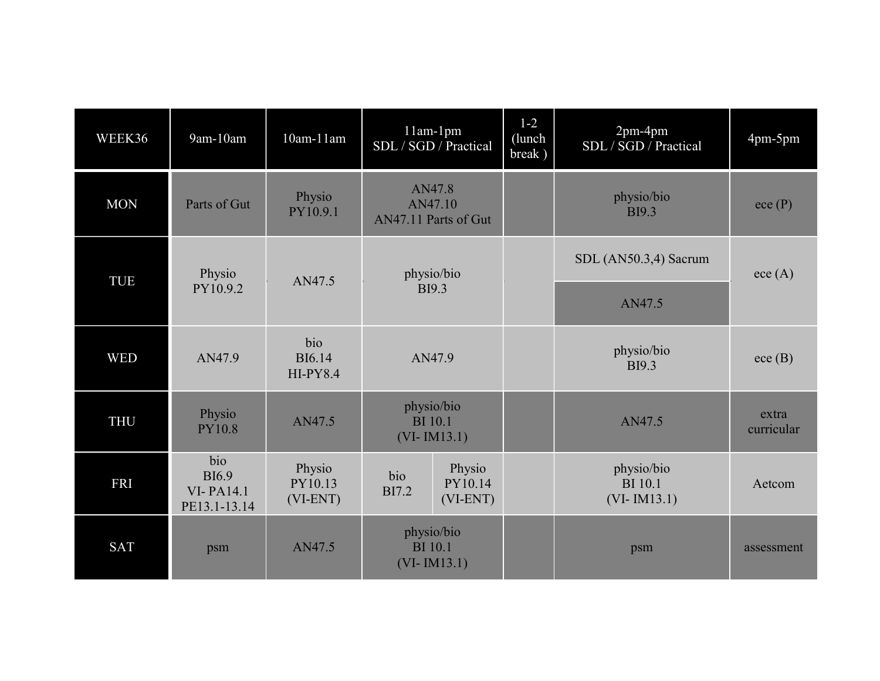| WEEK36 | 9am-10am | 10am-11am | 11am-1pm SDL / SGD / Practical | | 1-2 (lunch break ) | 2pm-4pm SDL / SGD / Practical | 4pm-5pm |
|---|---|---|---|---|---|---|---|
| MON | Parts of Gut | Physio PY10.9.1 | AN47.8 AN47.10 AN47.11 Parts of Gut | | | physio/bio BI9.3 | ece (P) |
| TUE | Physio PY10.9.2 | AN47.5 | physio/bio BI9.3 | | | SDL (AN50.3,4) Sacrum / AN47.5 | ece (A) |
| WED | AN47.9 | bio BI6.14 HI-PY8.4 | AN47.9 | | | physio/bio BI9.3 | ece (B) |
| THU | Physio PY10.8 | AN47.5 | physio/bio BI 10.1 (VI- IM13.1) | | | AN47.5 | extra curricular |
| FRI | bio BI6.9 VI- PA14.1 PE13.1-13.14 | Physio PY10.13 (VI-ENT) | bio BI7.2 | Physio PY10.14 (VI-ENT) | | physio/bio BI 10.1 (VI- IM13.1) | Aetcom |
| SAT | psm | AN47.5 | physio/bio BI 10.1 (VI- IM13.1) | | | psm | assessment |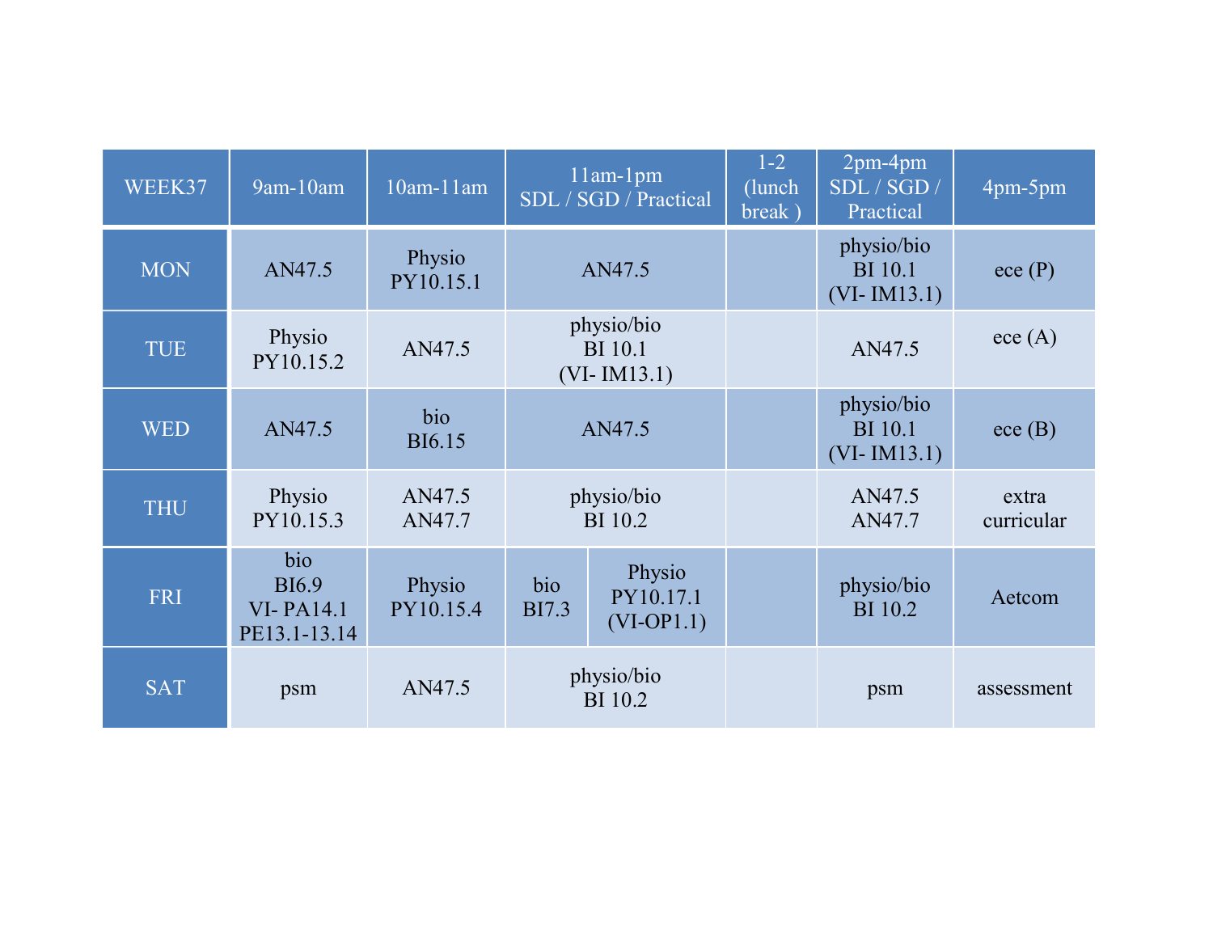| WEEK37 | 9am-10am | 10am-11am | 11am-1pm SDL / SGD / Practical | | 1-2 (lunch break ) | 2pm-4pm SDL / SGD / Practical | 4pm-5pm |
|---|---|---|---|---|---|---|---|
| MON | AN47.5 | Physio PY10.15.1 | AN47.5 | | | physio/bio BI 10.1 (VI- IM13.1) | ece (P) |
| TUE | Physio PY10.15.2 | AN47.5 | physio/bio BI 10.1 (VI- IM13.1) | | | AN47.5 | ece (A) |
| WED | AN47.5 | bio BI6.15 | AN47.5 | | | physio/bio BI 10.1 (VI- IM13.1) | ece (B) |
| THU | Physio PY10.15.3 | AN47.5 AN47.7 | physio/bio BI 10.2 | | | AN47.5 AN47.7 | extra curricular |
| FRI | bio BI6.9 VI- PA14.1 PE13.1-13.14 | Physio PY10.15.4 | bio BI7.3 | Physio PY10.17.1 (VI-OP1.1) | | physio/bio BI 10.2 | Aetcom |
| SAT | psm | AN47.5 | physio/bio BI 10.2 | | | psm | assessment |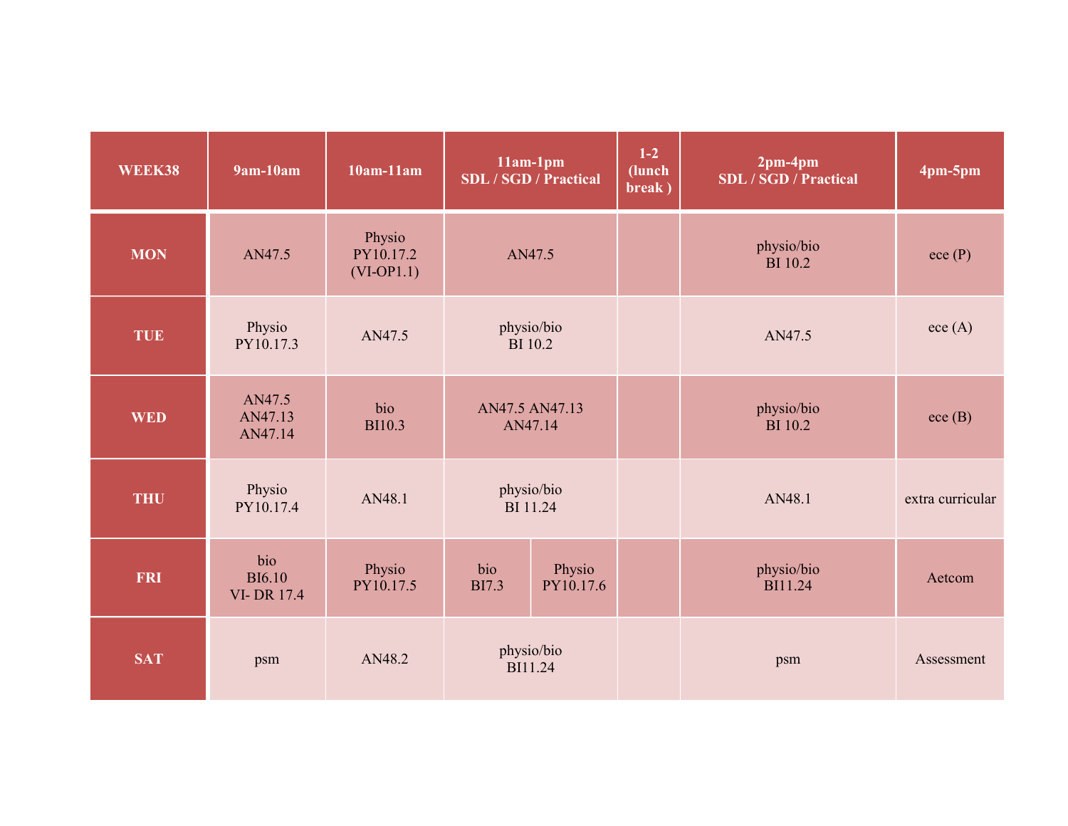| WEEK38 | 9am-10am | 10am-11am | 11am-1pm SDL / SGD / Practical | | 1-2 (lunch break ) | 2pm-4pm SDL / SGD / Practical | 4pm-5pm |
|---|---|---|---|---|---|---|---|
| MON | AN47.5 | Physio PY10.17.2 (VI-OP1.1) | AN47.5 | | | physio/bio BI 10.2 | ece (P) |
| TUE | Physio PY10.17.3 | AN47.5 | physio/bio BI 10.2 | | | AN47.5 | ece (A) |
| WED | AN47.5 AN47.13 AN47.14 | bio BI10.3 | AN47.5 AN47.13 AN47.14 | | | physio/bio BI 10.2 | ece (B) |
| THU | Physio PY10.17.4 | AN48.1 | physio/bio BI 11.24 | | | AN48.1 | extra curricular |
| FRI | bio BI6.10 VI- DR 17.4 | Physio PY10.17.5 | bio BI7.3 | Physio PY10.17.6 | | physio/bio BI11.24 | Aetcom |
| SAT | psm | AN48.2 | physio/bio BI11.24 | | | psm | Assessment |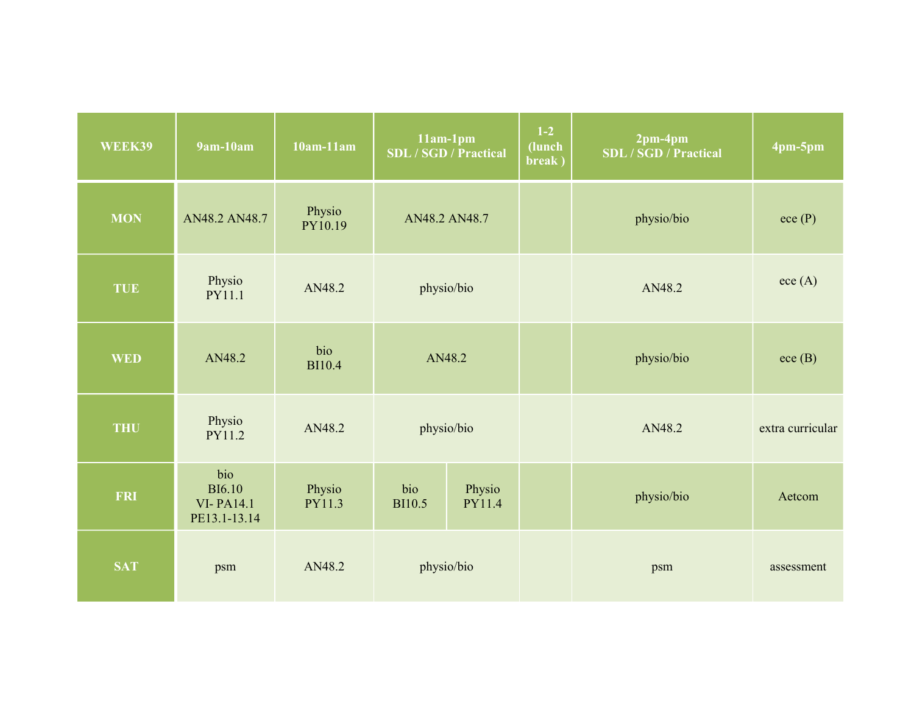| WEEK39 | 9am-10am | 10am-11am | 11am-1pm SDL / SGD / Practical | | 1-2 (lunch break ) | 2pm-4pm SDL / SGD / Practical | 4pm-5pm |
|---|---|---|---|---|---|---|---|
| MON | AN48.2 AN48.7 | Physio PY10.19 | AN48.2 AN48.7 | | | physio/bio | ece (P) |
| TUE | Physio PY11.1 | AN48.2 | physio/bio | | | AN48.2 | ece (A) |
| WED | AN48.2 | bio BI10.4 | AN48.2 | | | physio/bio | ece (B) |
| THU | Physio PY11.2 | AN48.2 | physio/bio | | | AN48.2 | extra curricular |
| FRI | bio BI6.10 VI- PA14.1 PE13.1-13.14 | Physio PY11.3 | bio BI10.5 | Physio PY11.4 | | physio/bio | Aetcom |
| SAT | psm | AN48.2 | physio/bio | | | psm | assessment |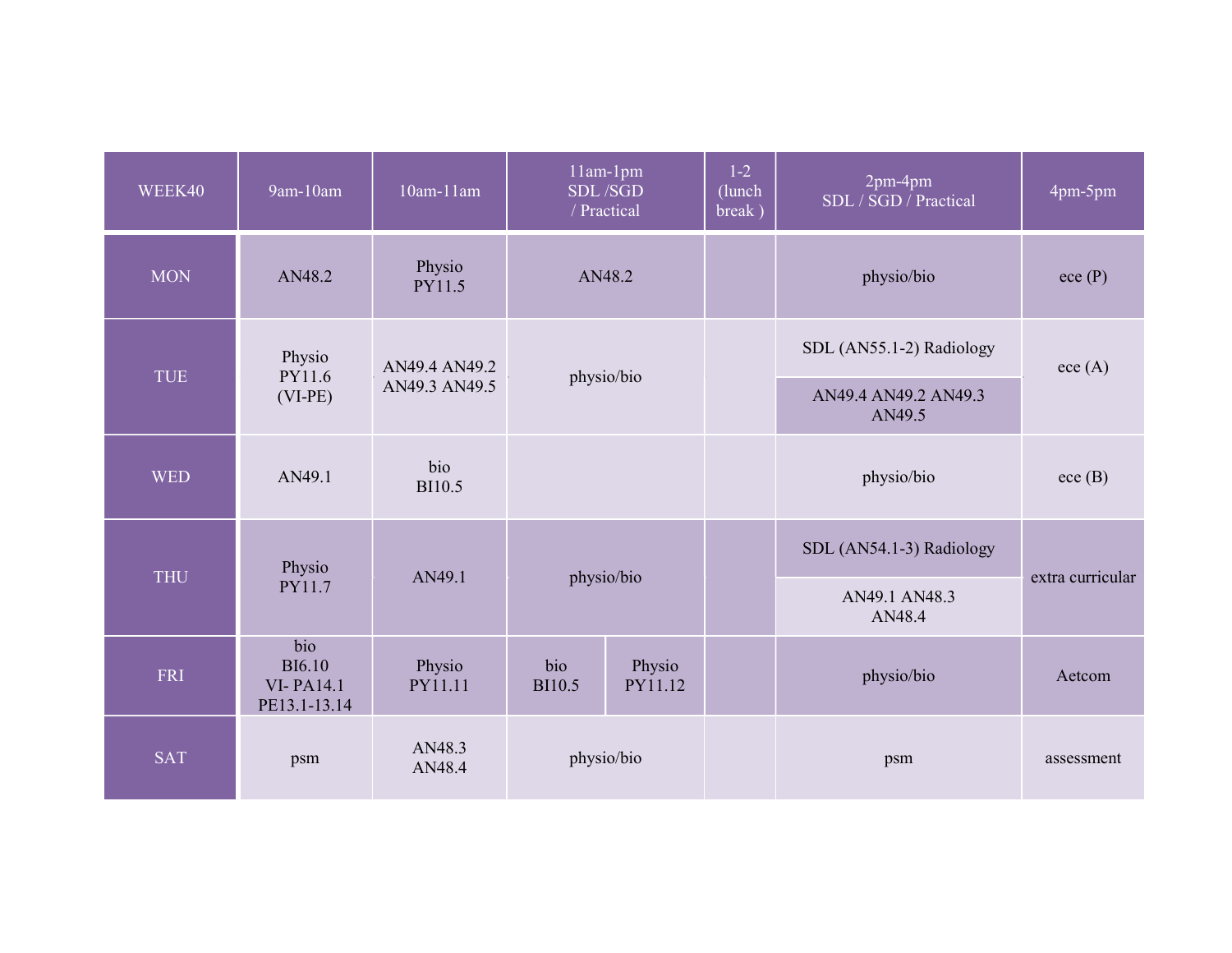| WEEK40 | 9am-10am | 10am-11am | 11am-1pm SDL /SGD / Practical | | 1-2 (lunch break ) | 2pm-4pm SDL / SGD / Practical | 4pm-5pm |
|---|---|---|---|---|---|---|---|
| MON | AN48.2 | Physio PY11.5 | AN48.2 | | | physio/bio | ece (P) |
| TUE | Physio PY11.6 (VI-PE) | AN49.4 AN49.2 AN49.3 AN49.5 | physio/bio | | | SDL (AN55.1-2) Radiology / AN49.4 AN49.2 AN49.3 AN49.5 | ece (A) |
| WED | AN49.1 | bio BI10.5 | | | | physio/bio | ece (B) |
| THU | Physio PY11.7 | AN49.1 | physio/bio | | | SDL (AN54.1-3) Radiology / AN49.1 AN48.3 AN48.4 | extra curricular |
| FRI | bio BI6.10 VI- PA14.1 PE13.1-13.14 | Physio PY11.11 | bio BI10.5 | Physio PY11.12 | | physio/bio | Aetcom |
| SAT | psm | AN48.3 AN48.4 | physio/bio | | | psm | assessment |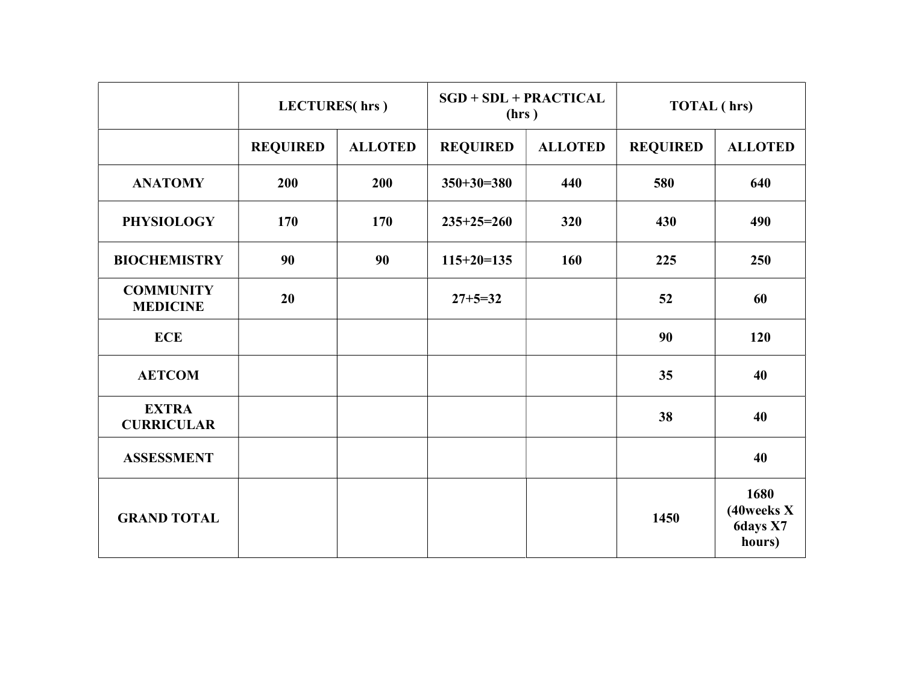| | LECTURES( hrs ) | | SGD + SDL + PRACTICAL (hrs ) | | TOTAL ( hrs) | |
|---|---|---|---|---|---|---|
| | REQUIRED | ALLOTED | REQUIRED | ALLOTED | REQUIRED | ALLOTED |
| ANATOMY | 200 | 200 | 350+30=380 | 440 | 580 | 640 |
| PHYSIOLOGY | 170 | 170 | 235+25=260 | 320 | 430 | 490 |
| BIOCHEMISTRY | 90 | 90 | 115+20=135 | 160 | 225 | 250 |
| COMMUNITY MEDICINE | 20 | | 27+5=32 | | 52 | 60 |
| ECE | | | | | 90 | 120 |
| AETCOM | | | | | 35 | 40 |
| EXTRA CURRICULAR | | | | | 38 | 40 |
| ASSESSMENT | | | | | | 40 |
| GRAND TOTAL | | | | | 1450 | 1680 (40weeks X 6days X7 hours) |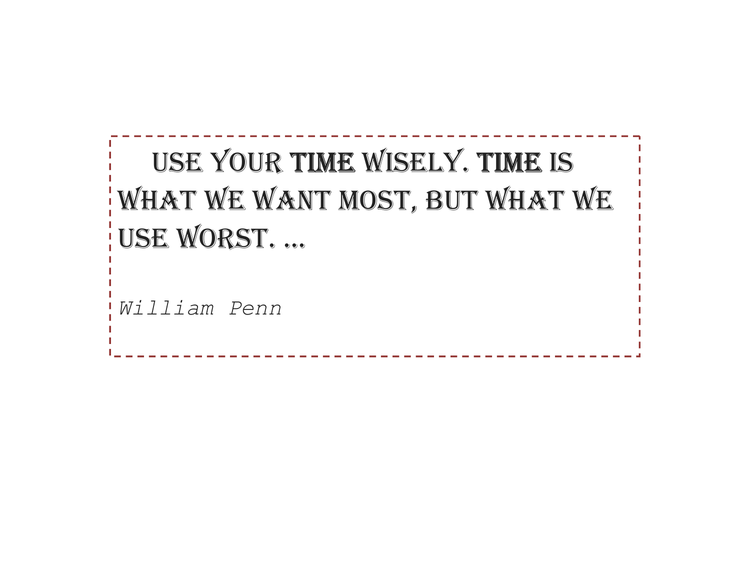Use your time wisely. Time is what we want most, but what we use worst. ...

*William Penn*